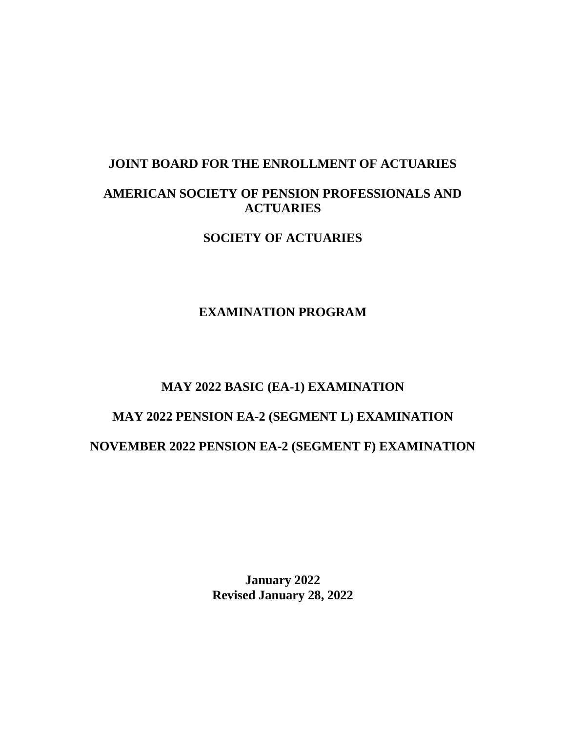# JOINT BOARD FOR THE ENROLLMENT OF ACTUARIES

# AMERICAN SOCIETY OF PENSION PROFESSIONALS AND ACTUARIES

# SOCIETY OF ACTUARIES

## EXAMINATION PROGRAM

## MAY 2022 BASIC (EA-1) EXAMINATION

## MAY 2022 PENSION EA-2 (SEGMENT L) EXAMINATION

## NOVEMBER 2022 PENSION EA-2 (SEGMENT F) EXAMINATION

**January 2022**
**Revised January 28, 2022**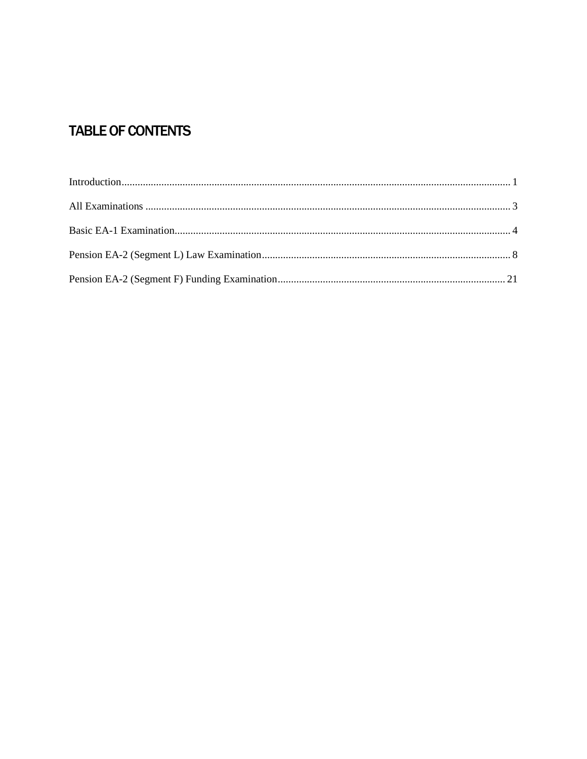# TABLE OF CONTENTS

Introduction ........................................................................................................................................ 1

All Examinations ................................................................................................................................ 3

Basic EA-1 Examination..................................................................................................................... 4

Pension EA-2 (Segment L) Law Examination..................................................................................... 8

Pension EA-2 (Segment F) Funding Examination.............................................................................. 21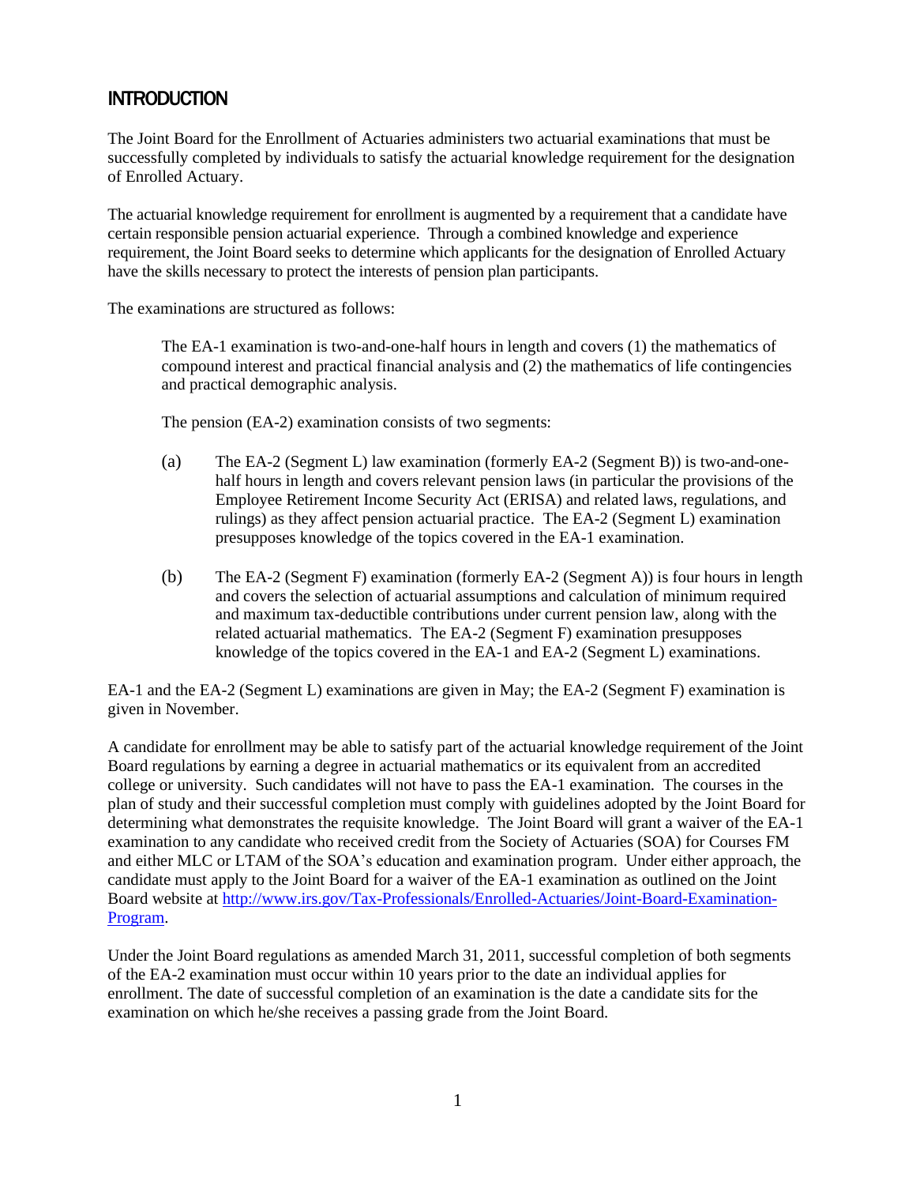## INTRODUCTION

The Joint Board for the Enrollment of Actuaries administers two actuarial examinations that must be successfully completed by individuals to satisfy the actuarial knowledge requirement for the designation of Enrolled Actuary.

The actuarial knowledge requirement for enrollment is augmented by a requirement that a candidate have certain responsible pension actuarial experience. Through a combined knowledge and experience requirement, the Joint Board seeks to determine which applicants for the designation of Enrolled Actuary have the skills necessary to protect the interests of pension plan participants.

The examinations are structured as follows:

> The EA-1 examination is two-and-one-half hours in length and covers (1) the mathematics of compound interest and practical financial analysis and (2) the mathematics of life contingencies and practical demographic analysis.
>
> The pension (EA-2) examination consists of two segments:
>
> (a) The EA-2 (Segment L) law examination (formerly EA-2 (Segment B)) is two-and-one-half hours in length and covers relevant pension laws (in particular the provisions of the Employee Retirement Income Security Act (ERISA) and related laws, regulations, and rulings) as they affect pension actuarial practice. The EA-2 (Segment L) examination presupposes knowledge of the topics covered in the EA-1 examination.
>
> (b) The EA-2 (Segment F) examination (formerly EA-2 (Segment A)) is four hours in length and covers the selection of actuarial assumptions and calculation of minimum required and maximum tax-deductible contributions under current pension law, along with the related actuarial mathematics. The EA-2 (Segment F) examination presupposes knowledge of the topics covered in the EA-1 and EA-2 (Segment L) examinations.

EA-1 and the EA-2 (Segment L) examinations are given in May; the EA-2 (Segment F) examination is given in November.

A candidate for enrollment may be able to satisfy part of the actuarial knowledge requirement of the Joint Board regulations by earning a degree in actuarial mathematics or its equivalent from an accredited college or university. Such candidates will not have to pass the EA-1 examination. The courses in the plan of study and their successful completion must comply with guidelines adopted by the Joint Board for determining what demonstrates the requisite knowledge. The Joint Board will grant a waiver of the EA-1 examination to any candidate who received credit from the Society of Actuaries (SOA) for Courses FM and either MLC or LTAM of the SOA's education and examination program. Under either approach, the candidate must apply to the Joint Board for a waiver of the EA-1 examination as outlined on the Joint Board website at [http://www.irs.gov/Tax-Professionals/Enrolled-Actuaries/Joint-Board-Examination-Program](http://www.irs.gov/Tax-Professionals/Enrolled-Actuaries/Joint-Board-Examination-Program).

Under the Joint Board regulations as amended March 31, 2011, successful completion of both segments of the EA-2 examination must occur within 10 years prior to the date an individual applies for enrollment. The date of successful completion of an examination is the date a candidate sits for the examination on which he/she receives a passing grade from the Joint Board.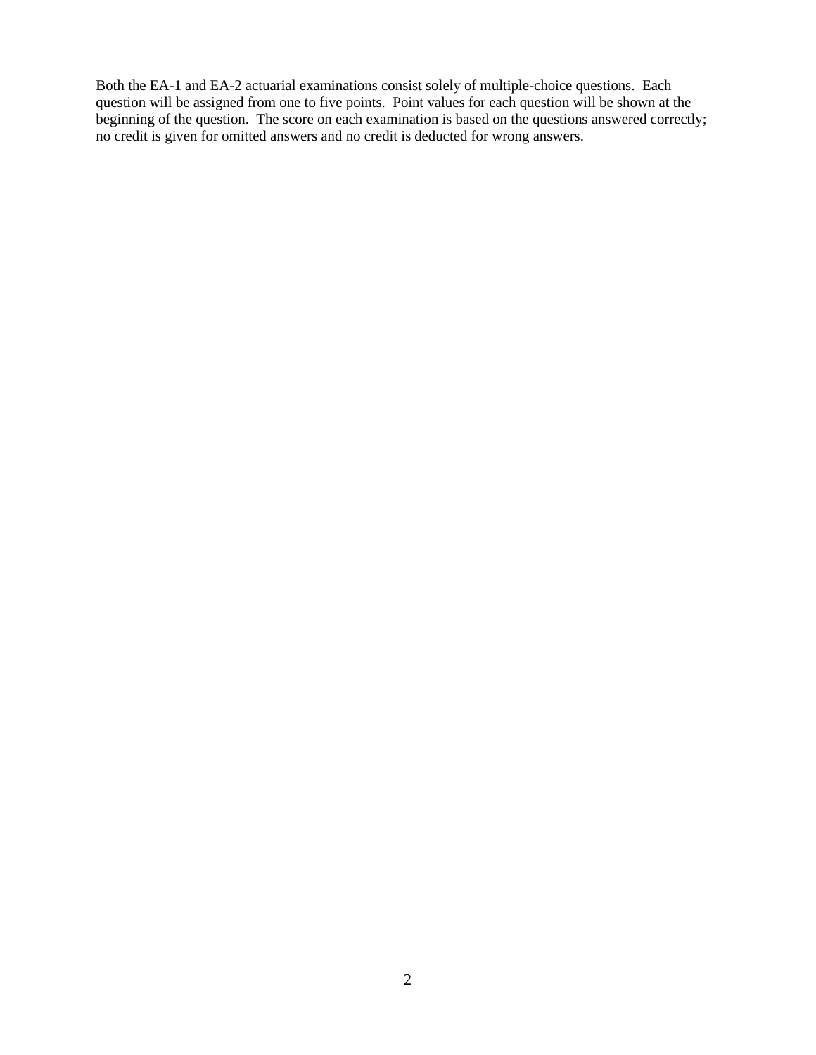Both the EA-1 and EA-2 actuarial examinations consist solely of multiple-choice questions. Each question will be assigned from one to five points. Point values for each question will be shown at the beginning of the question. The score on each examination is based on the questions answered correctly; no credit is given for omitted answers and no credit is deducted for wrong answers.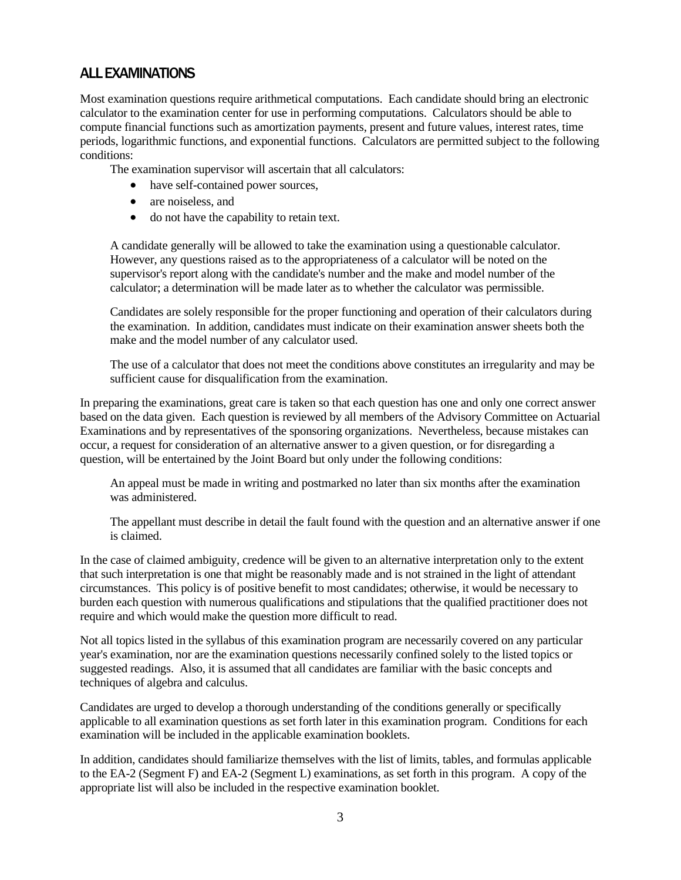## ALL EXAMINATIONS

Most examination questions require arithmetical computations. Each candidate should bring an electronic calculator to the examination center for use in performing computations. Calculators should be able to compute financial functions such as amortization payments, present and future values, interest rates, time periods, logarithmic functions, and exponential functions. Calculators are permitted subject to the following conditions:

The examination supervisor will ascertain that all calculators:

- have self-contained power sources,
- are noiseless, and
- do not have the capability to retain text.

A candidate generally will be allowed to take the examination using a questionable calculator. However, any questions raised as to the appropriateness of a calculator will be noted on the supervisor's report along with the candidate's number and the make and model number of the calculator; a determination will be made later as to whether the calculator was permissible.

Candidates are solely responsible for the proper functioning and operation of their calculators during the examination. In addition, candidates must indicate on their examination answer sheets both the make and the model number of any calculator used.

The use of a calculator that does not meet the conditions above constitutes an irregularity and may be sufficient cause for disqualification from the examination.

In preparing the examinations, great care is taken so that each question has one and only one correct answer based on the data given. Each question is reviewed by all members of the Advisory Committee on Actuarial Examinations and by representatives of the sponsoring organizations. Nevertheless, because mistakes can occur, a request for consideration of an alternative answer to a given question, or for disregarding a question, will be entertained by the Joint Board but only under the following conditions:

An appeal must be made in writing and postmarked no later than six months after the examination was administered.

The appellant must describe in detail the fault found with the question and an alternative answer if one is claimed.

In the case of claimed ambiguity, credence will be given to an alternative interpretation only to the extent that such interpretation is one that might be reasonably made and is not strained in the light of attendant circumstances. This policy is of positive benefit to most candidates; otherwise, it would be necessary to burden each question with numerous qualifications and stipulations that the qualified practitioner does not require and which would make the question more difficult to read.

Not all topics listed in the syllabus of this examination program are necessarily covered on any particular year's examination, nor are the examination questions necessarily confined solely to the listed topics or suggested readings. Also, it is assumed that all candidates are familiar with the basic concepts and techniques of algebra and calculus.

Candidates are urged to develop a thorough understanding of the conditions generally or specifically applicable to all examination questions as set forth later in this examination program. Conditions for each examination will be included in the applicable examination booklets.

In addition, candidates should familiarize themselves with the list of limits, tables, and formulas applicable to the EA-2 (Segment F) and EA-2 (Segment L) examinations, as set forth in this program. A copy of the appropriate list will also be included in the respective examination booklet.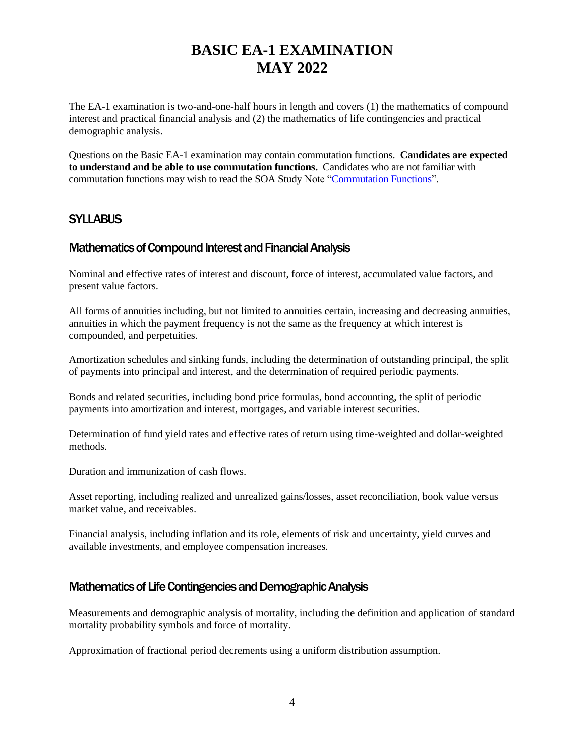# BASIC EA-1 EXAMINATION
# MAY 2022

The EA-1 examination is two-and-one-half hours in length and covers (1) the mathematics of compound interest and practical financial analysis and (2) the mathematics of life contingencies and practical demographic analysis.

Questions on the Basic EA-1 examination may contain commutation functions. **Candidates are expected to understand and be able to use commutation functions.** Candidates who are not familiar with commutation functions may wish to read the SOA Study Note "Commutation Functions".

## SYLLABUS

### Mathematics of Compound Interest and Financial Analysis

Nominal and effective rates of interest and discount, force of interest, accumulated value factors, and present value factors.

All forms of annuities including, but not limited to annuities certain, increasing and decreasing annuities, annuities in which the payment frequency is not the same as the frequency at which interest is compounded, and perpetuities.

Amortization schedules and sinking funds, including the determination of outstanding principal, the split of payments into principal and interest, and the determination of required periodic payments.

Bonds and related securities, including bond price formulas, bond accounting, the split of periodic payments into amortization and interest, mortgages, and variable interest securities.

Determination of fund yield rates and effective rates of return using time-weighted and dollar-weighted methods.

Duration and immunization of cash flows.

Asset reporting, including realized and unrealized gains/losses, asset reconciliation, book value versus market value, and receivables.

Financial analysis, including inflation and its role, elements of risk and uncertainty, yield curves and available investments, and employee compensation increases.

### Mathematics of Life Contingencies and Demographic Analysis

Measurements and demographic analysis of mortality, including the definition and application of standard mortality probability symbols and force of mortality.

Approximation of fractional period decrements using a uniform distribution assumption.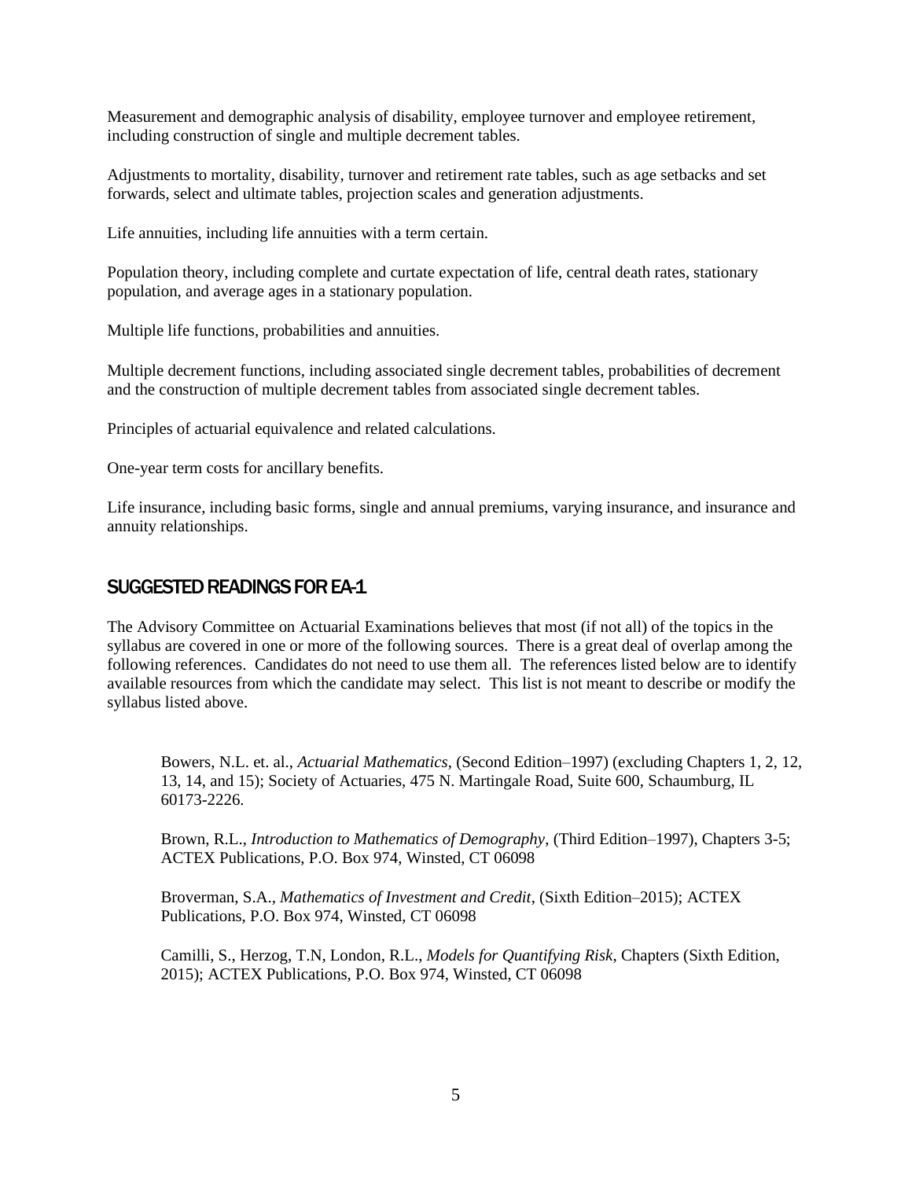Measurement and demographic analysis of disability, employee turnover and employee retirement, including construction of single and multiple decrement tables.

Adjustments to mortality, disability, turnover and retirement rate tables, such as age setbacks and set forwards, select and ultimate tables, projection scales and generation adjustments.

Life annuities, including life annuities with a term certain.

Population theory, including complete and curtate expectation of life, central death rates, stationary population, and average ages in a stationary population.

Multiple life functions, probabilities and annuities.

Multiple decrement functions, including associated single decrement tables, probabilities of decrement and the construction of multiple decrement tables from associated single decrement tables.

Principles of actuarial equivalence and related calculations.

One-year term costs for ancillary benefits.

Life insurance, including basic forms, single and annual premiums, varying insurance, and insurance and annuity relationships.

## SUGGESTED READINGS FOR EA-1

The Advisory Committee on Actuarial Examinations believes that most (if not all) of the topics in the syllabus are covered in one or more of the following sources. There is a great deal of overlap among the following references. Candidates do not need to use them all. The references listed below are to identify available resources from which the candidate may select. This list is not meant to describe or modify the syllabus listed above.

Bowers, N.L. et. al., *Actuarial Mathematics*, (Second Edition–1997) (excluding Chapters 1, 2, 12, 13, 14, and 15); Society of Actuaries, 475 N. Martingale Road, Suite 600, Schaumburg, IL 60173-2226.

Brown, R.L., *Introduction to Mathematics of Demography*, (Third Edition–1997), Chapters 3-5; ACTEX Publications, P.O. Box 974, Winsted, CT 06098

Broverman, S.A., *Mathematics of Investment and Credit*, (Sixth Edition–2015); ACTEX Publications, P.O. Box 974, Winsted, CT 06098

Camilli, S., Herzog, T.N, London, R.L., *Models for Quantifying Risk*, Chapters (Sixth Edition, 2015); ACTEX Publications, P.O. Box 974, Winsted, CT 06098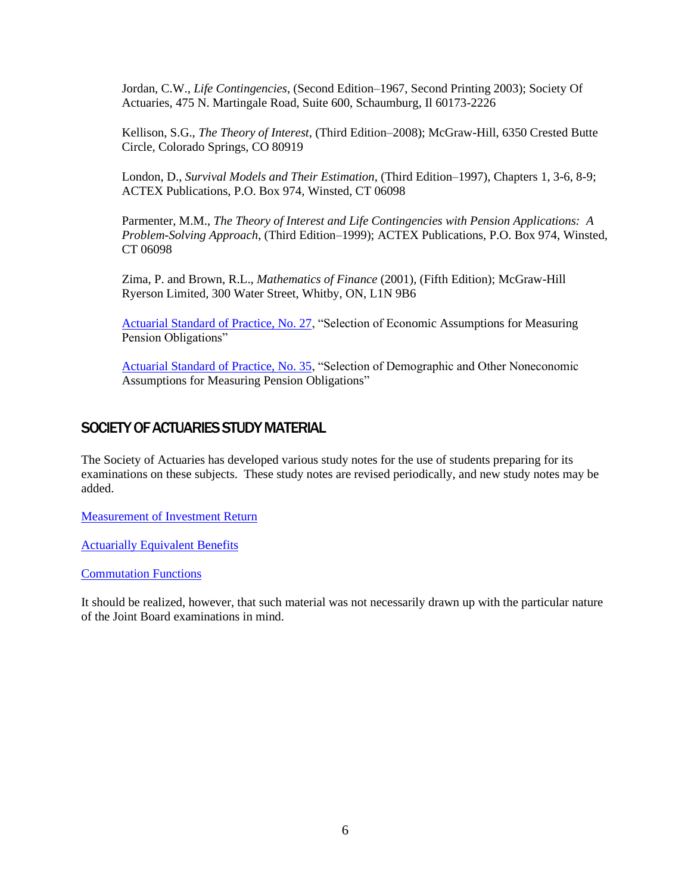Jordan, C.W., *Life Contingencies*, (Second Edition–1967, Second Printing 2003); Society Of Actuaries, 475 N. Martingale Road, Suite 600, Schaumburg, Il 60173-2226

Kellison, S.G., *The Theory of Interest*, (Third Edition–2008); McGraw-Hill, 6350 Crested Butte Circle, Colorado Springs, CO 80919

London, D., *Survival Models and Their Estimation*, (Third Edition–1997), Chapters 1, 3-6, 8-9; ACTEX Publications, P.O. Box 974, Winsted, CT 06098

Parmenter, M.M., *The Theory of Interest and Life Contingencies with Pension Applications: A Problem-Solving Approach*, (Third Edition–1999); ACTEX Publications, P.O. Box 974, Winsted, CT 06098

Zima, P. and Brown, R.L., *Mathematics of Finance* (2001), (Fifth Edition); McGraw-Hill Ryerson Limited, 300 Water Street, Whitby, ON, L1N 9B6

Actuarial Standard of Practice, No. 27, "Selection of Economic Assumptions for Measuring Pension Obligations"

Actuarial Standard of Practice, No. 35, "Selection of Demographic and Other Noneconomic Assumptions for Measuring Pension Obligations"

## SOCIETY OF ACTUARIES STUDY MATERIAL

The Society of Actuaries has developed various study notes for the use of students preparing for its examinations on these subjects. These study notes are revised periodically, and new study notes may be added.

Measurement of Investment Return

Actuarially Equivalent Benefits

Commutation Functions

It should be realized, however, that such material was not necessarily drawn up with the particular nature of the Joint Board examinations in mind.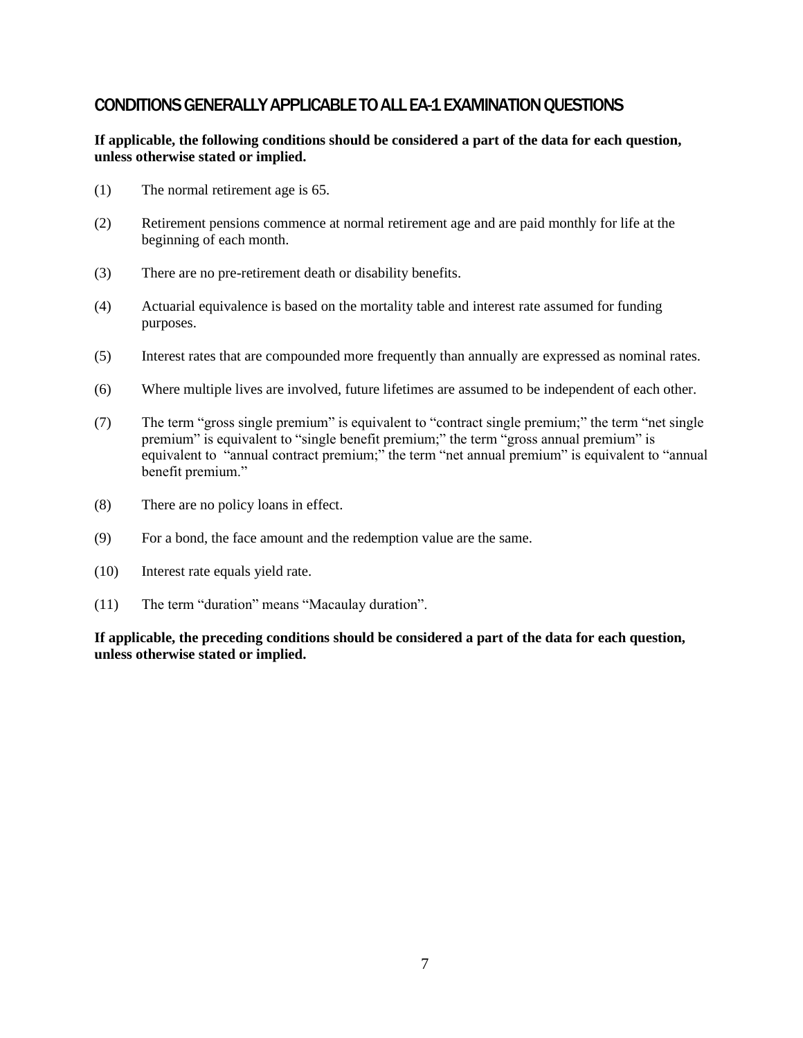## CONDITIONS GENERALLY APPLICABLE TO ALL EA-1 EXAMINATION QUESTIONS

**If applicable, the following conditions should be considered a part of the data for each question, unless otherwise stated or implied.**

(1) The normal retirement age is 65.

(2) Retirement pensions commence at normal retirement age and are paid monthly for life at the beginning of each month.

(3) There are no pre-retirement death or disability benefits.

(4) Actuarial equivalence is based on the mortality table and interest rate assumed for funding purposes.

(5) Interest rates that are compounded more frequently than annually are expressed as nominal rates.

(6) Where multiple lives are involved, future lifetimes are assumed to be independent of each other.

(7) The term "gross single premium" is equivalent to "contract single premium;" the term "net single premium" is equivalent to "single benefit premium;" the term "gross annual premium" is equivalent to "annual contract premium;" the term "net annual premium" is equivalent to "annual benefit premium."

(8) There are no policy loans in effect.

(9) For a bond, the face amount and the redemption value are the same.

(10) Interest rate equals yield rate.

(11) The term "duration" means "Macaulay duration".

**If applicable, the preceding conditions should be considered a part of the data for each question, unless otherwise stated or implied.**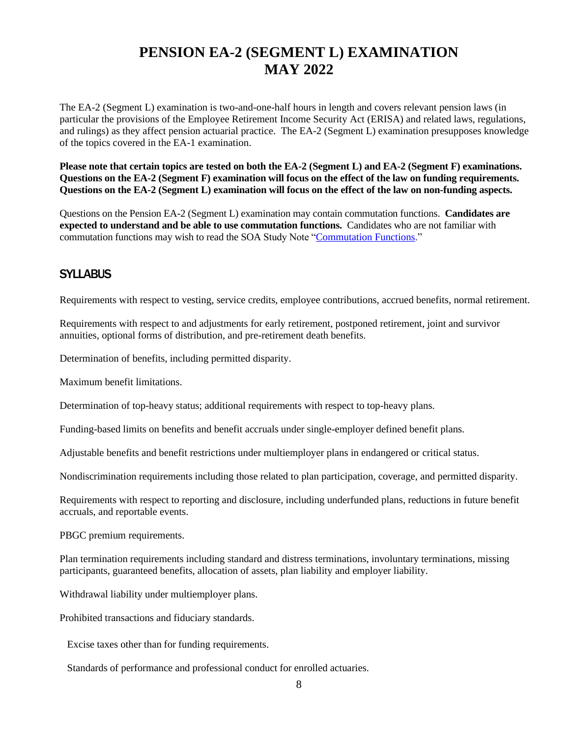# PENSION EA-2 (SEGMENT L) EXAMINATION MAY 2022

The EA-2 (Segment L) examination is two-and-one-half hours in length and covers relevant pension laws (in particular the provisions of the Employee Retirement Income Security Act (ERISA) and related laws, regulations, and rulings) as they affect pension actuarial practice. The EA-2 (Segment L) examination presupposes knowledge of the topics covered in the EA-1 examination.

**Please note that certain topics are tested on both the EA-2 (Segment L) and EA-2 (Segment F) examinations. Questions on the EA-2 (Segment F) examination will focus on the effect of the law on funding requirements. Questions on the EA-2 (Segment L) examination will focus on the effect of the law on non-funding aspects.**

Questions on the Pension EA-2 (Segment L) examination may contain commutation functions. **Candidates are expected to understand and be able to use commutation functions.** Candidates who are not familiar with commutation functions may wish to read the SOA Study Note "Commutation Functions."

## SYLLABUS

Requirements with respect to vesting, service credits, employee contributions, accrued benefits, normal retirement.

Requirements with respect to and adjustments for early retirement, postponed retirement, joint and survivor annuities, optional forms of distribution, and pre-retirement death benefits.

Determination of benefits, including permitted disparity.

Maximum benefit limitations.

Determination of top-heavy status; additional requirements with respect to top-heavy plans.

Funding-based limits on benefits and benefit accruals under single-employer defined benefit plans.

Adjustable benefits and benefit restrictions under multiemployer plans in endangered or critical status.

Nondiscrimination requirements including those related to plan participation, coverage, and permitted disparity.

Requirements with respect to reporting and disclosure, including underfunded plans, reductions in future benefit accruals, and reportable events.

PBGC premium requirements.

Plan termination requirements including standard and distress terminations, involuntary terminations, missing participants, guaranteed benefits, allocation of assets, plan liability and employer liability.

Withdrawal liability under multiemployer plans.

Prohibited transactions and fiduciary standards.

Excise taxes other than for funding requirements.

Standards of performance and professional conduct for enrolled actuaries.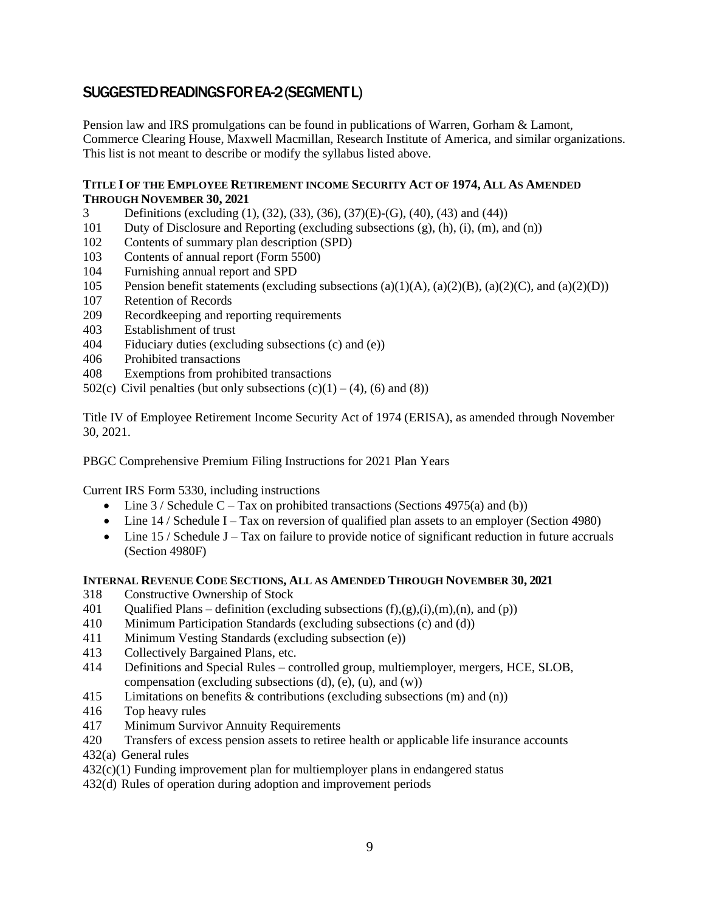## SUGGESTED READINGS FOR EA-2 (SEGMENT L)

Pension law and IRS promulgations can be found in publications of Warren, Gorham & Lamont, Commerce Clearing House, Maxwell Macmillan, Research Institute of America, and similar organizations. This list is not meant to describe or modify the syllabus listed above.

**TITLE I OF THE EMPLOYEE RETIREMENT INCOME SECURITY ACT OF 1974, ALL AS AMENDED THROUGH NOVEMBER 30, 2021**

3 Definitions (excluding (1), (32), (33), (36), (37)(E)-(G), (40), (43) and (44))
101 Duty of Disclosure and Reporting (excluding subsections (g), (h), (i), (m), and (n))
102 Contents of summary plan description (SPD)
103 Contents of annual report (Form 5500)
104 Furnishing annual report and SPD
105 Pension benefit statements (excluding subsections (a)(1)(A), (a)(2)(B), (a)(2)(C), and (a)(2)(D))
107 Retention of Records
209 Recordkeeping and reporting requirements
403 Establishment of trust
404 Fiduciary duties (excluding subsections (c) and (e))
406 Prohibited transactions
408 Exemptions from prohibited transactions
502(c) Civil penalties (but only subsections (c)(1) – (4), (6) and (8))

Title IV of Employee Retirement Income Security Act of 1974 (ERISA), as amended through November 30, 2021.

PBGC Comprehensive Premium Filing Instructions for 2021 Plan Years

Current IRS Form 5330, including instructions

- Line 3 / Schedule C – Tax on prohibited transactions (Sections 4975(a) and (b))
- Line 14 / Schedule I – Tax on reversion of qualified plan assets to an employer (Section 4980)
- Line 15 / Schedule J – Tax on failure to provide notice of significant reduction in future accruals (Section 4980F)

**INTERNAL REVENUE CODE SECTIONS, ALL AS AMENDED THROUGH NOVEMBER 30, 2021**

318 Constructive Ownership of Stock
401 Qualified Plans – definition (excluding subsections (f),(g),(i),(m),(n), and (p))
410 Minimum Participation Standards (excluding subsections (c) and (d))
411 Minimum Vesting Standards (excluding subsection (e))
413 Collectively Bargained Plans, etc.
414 Definitions and Special Rules – controlled group, multiemployer, mergers, HCE, SLOB, compensation (excluding subsections (d), (e), (u), and (w))
415 Limitations on benefits & contributions (excluding subsections (m) and (n))
416 Top heavy rules
417 Minimum Survivor Annuity Requirements
420 Transfers of excess pension assets to retiree health or applicable life insurance accounts
432(a) General rules
432(c)(1) Funding improvement plan for multiemployer plans in endangered status
432(d) Rules of operation during adoption and improvement periods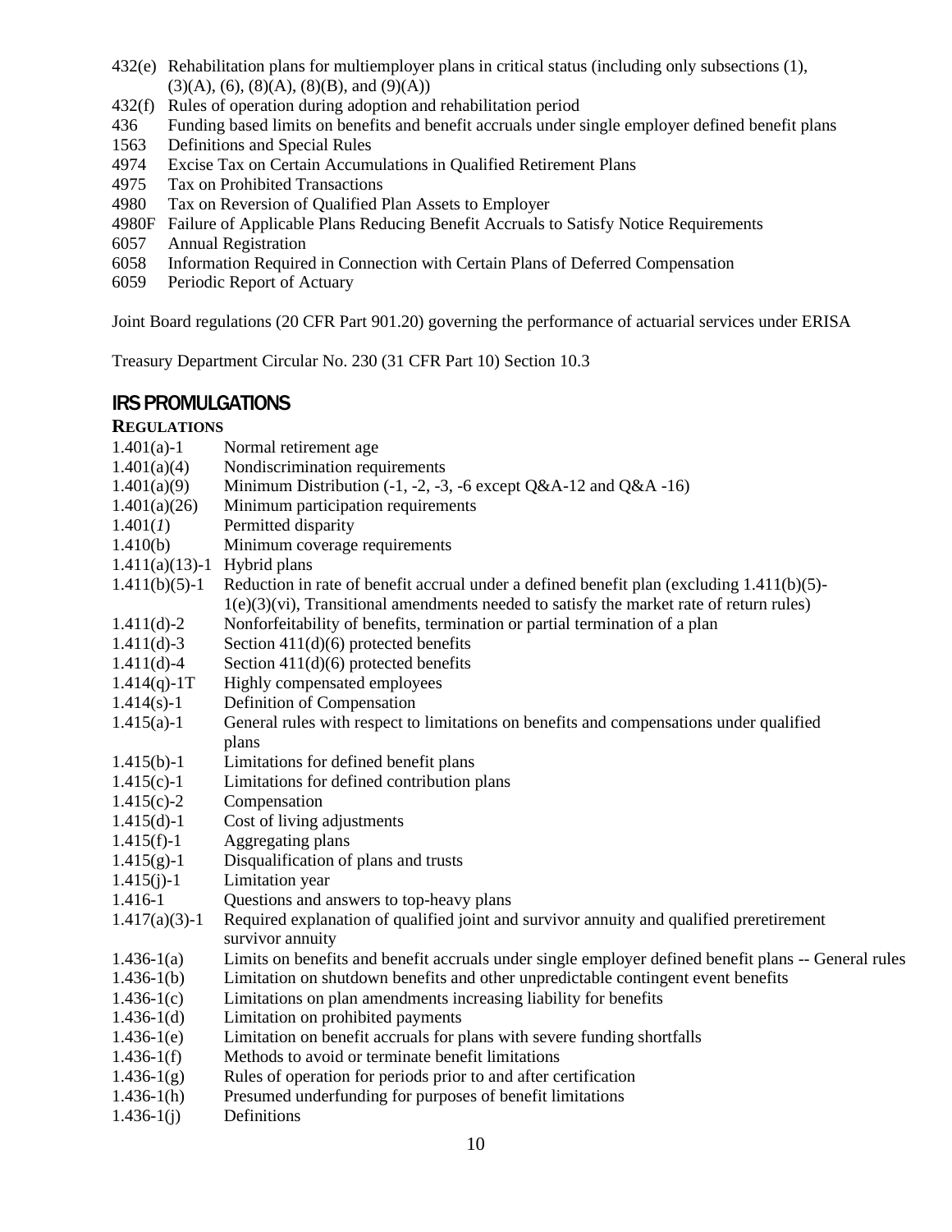| | |
|---|---|
| 432(e) | Rehabilitation plans for multiemployer plans in critical status (including only subsections (1), (3)(A), (6), (8)(A), (8)(B), and (9)(A)) |
| 432(f) | Rules of operation during adoption and rehabilitation period |
| 436 | Funding based limits on benefits and benefit accruals under single employer defined benefit plans |
| 1563 | Definitions and Special Rules |
| 4974 | Excise Tax on Certain Accumulations in Qualified Retirement Plans |
| 4975 | Tax on Prohibited Transactions |
| 4980 | Tax on Reversion of Qualified Plan Assets to Employer |
| 4980F | Failure of Applicable Plans Reducing Benefit Accruals to Satisfy Notice Requirements |
| 6057 | Annual Registration |
| 6058 | Information Required in Connection with Certain Plans of Deferred Compensation |
| 6059 | Periodic Report of Actuary |

Joint Board regulations (20 CFR Part 901.20) governing the performance of actuarial services under ERISA

Treasury Department Circular No. 230 (31 CFR Part 10) Section 10.3

## IRS PROMULGATIONS

### REGULATIONS

| | |
|---|---|
| 1.401(a)-1 | Normal retirement age |
| 1.401(a)(4) | Nondiscrimination requirements |
| 1.401(a)(9) | Minimum Distribution (-1, -2, -3, -6 except Q&A-12 and Q&A -16) |
| 1.401(a)(26) | Minimum participation requirements |
| 1.401(*1*) | Permitted disparity |
| 1.410(b) | Minimum coverage requirements |
| 1.411(a)(13)-1 | Hybrid plans |
| 1.411(b)(5)-1 | Reduction in rate of benefit accrual under a defined benefit plan (excluding 1.411(b)(5)-1(e)(3)(vi), Transitional amendments needed to satisfy the market rate of return rules) |
| 1.411(d)-2 | Nonforfeitability of benefits, termination or partial termination of a plan |
| 1.411(d)-3 | Section 411(d)(6) protected benefits |
| 1.411(d)-4 | Section 411(d)(6) protected benefits |
| 1.414(q)-1T | Highly compensated employees |
| 1.414(s)-1 | Definition of Compensation |
| 1.415(a)-1 | General rules with respect to limitations on benefits and compensations under qualified plans |
| 1.415(b)-1 | Limitations for defined benefit plans |
| 1.415(c)-1 | Limitations for defined contribution plans |
| 1.415(c)-2 | Compensation |
| 1.415(d)-1 | Cost of living adjustments |
| 1.415(f)-1 | Aggregating plans |
| 1.415(g)-1 | Disqualification of plans and trusts |
| 1.415(j)-1 | Limitation year |
| 1.416-1 | Questions and answers to top-heavy plans |
| 1.417(a)(3)-1 | Required explanation of qualified joint and survivor annuity and qualified preretirement survivor annuity |
| 1.436-1(a) | Limits on benefits and benefit accruals under single employer defined benefit plans -- General rules |
| 1.436-1(b) | Limitation on shutdown benefits and other unpredictable contingent event benefits |
| 1.436-1(c) | Limitations on plan amendments increasing liability for benefits |
| 1.436-1(d) | Limitation on prohibited payments |
| 1.436-1(e) | Limitation on benefit accruals for plans with severe funding shortfalls |
| 1.436-1(f) | Methods to avoid or terminate benefit limitations |
| 1.436-1(g) | Rules of operation for periods prior to and after certification |
| 1.436-1(h) | Presumed underfunding for purposes of benefit limitations |
| 1.436-1(j) | Definitions |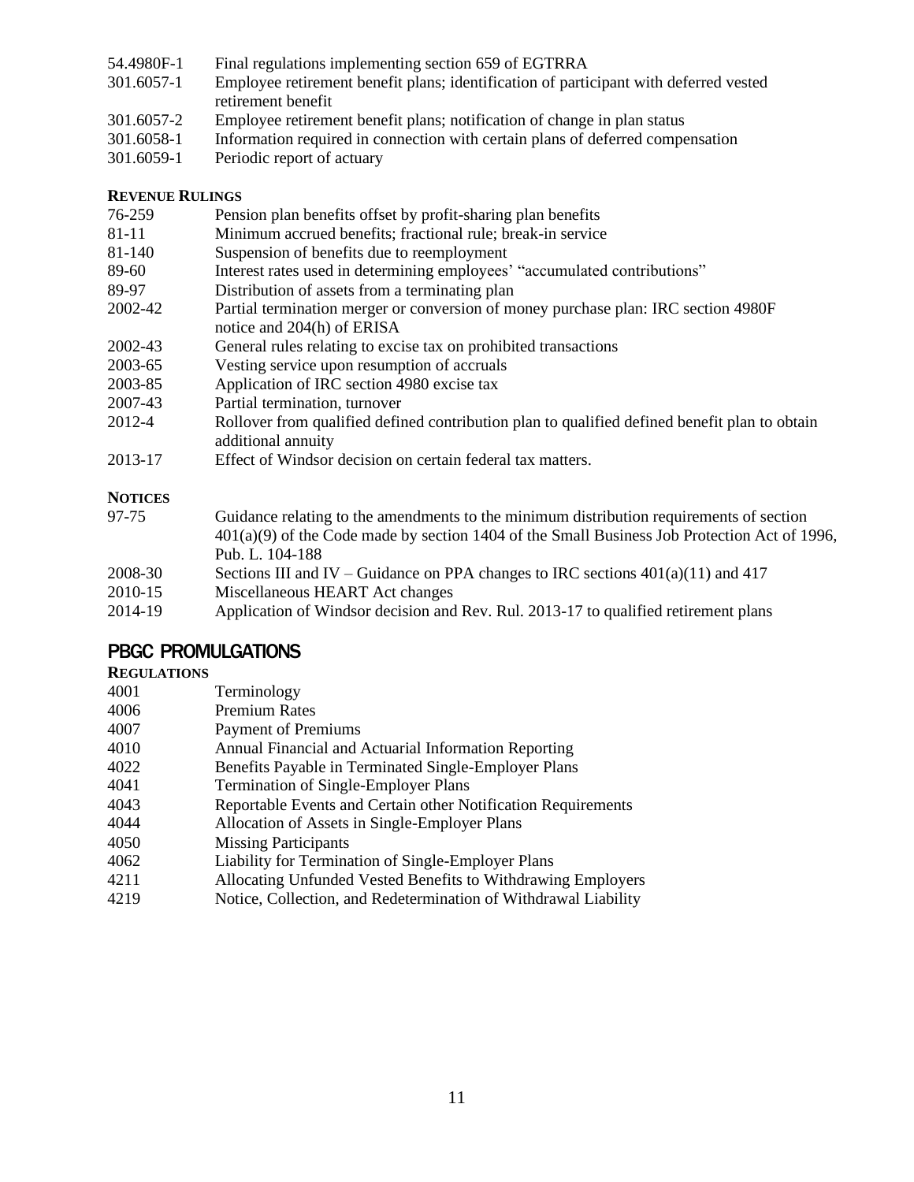| | |
|---|---|
| 54.4980F-1 | Final regulations implementing section 659 of EGTRRA |
| 301.6057-1 | Employee retirement benefit plans; identification of participant with deferred vested retirement benefit |
| 301.6057-2 | Employee retirement benefit plans; notification of change in plan status |
| 301.6058-1 | Information required in connection with certain plans of deferred compensation |
| 301.6059-1 | Periodic report of actuary |

**REVENUE RULINGS**

| | |
|---|---|
| 76-259 | Pension plan benefits offset by profit-sharing plan benefits |
| 81-11 | Minimum accrued benefits; fractional rule; break-in service |
| 81-140 | Suspension of benefits due to reemployment |
| 89-60 | Interest rates used in determining employees' "accumulated contributions" |
| 89-97 | Distribution of assets from a terminating plan |
| 2002-42 | Partial termination merger or conversion of money purchase plan: IRC section 4980F notice and 204(h) of ERISA |
| 2002-43 | General rules relating to excise tax on prohibited transactions |
| 2003-65 | Vesting service upon resumption of accruals |
| 2003-85 | Application of IRC section 4980 excise tax |
| 2007-43 | Partial termination, turnover |
| 2012-4 | Rollover from qualified defined contribution plan to qualified defined benefit plan to obtain additional annuity |
| 2013-17 | Effect of Windsor decision on certain federal tax matters. |

**NOTICES**

| | |
|---|---|
| 97-75 | Guidance relating to the amendments to the minimum distribution requirements of section 401(a)(9) of the Code made by section 1404 of the Small Business Job Protection Act of 1996, Pub. L. 104-188 |
| 2008-30 | Sections III and IV – Guidance on PPA changes to IRC sections 401(a)(11) and 417 |
| 2010-15 | Miscellaneous HEART Act changes |
| 2014-19 | Application of Windsor decision and Rev. Rul. 2013-17 to qualified retirement plans |

## PBGC PROMULGATIONS

**REGULATIONS**

| | |
|---|---|
| 4001 | Terminology |
| 4006 | Premium Rates |
| 4007 | Payment of Premiums |
| 4010 | Annual Financial and Actuarial Information Reporting |
| 4022 | Benefits Payable in Terminated Single-Employer Plans |
| 4041 | Termination of Single-Employer Plans |
| 4043 | Reportable Events and Certain other Notification Requirements |
| 4044 | Allocation of Assets in Single-Employer Plans |
| 4050 | Missing Participants |
| 4062 | Liability for Termination of Single-Employer Plans |
| 4211 | Allocating Unfunded Vested Benefits to Withdrawing Employers |
| 4219 | Notice, Collection, and Redetermination of Withdrawal Liability |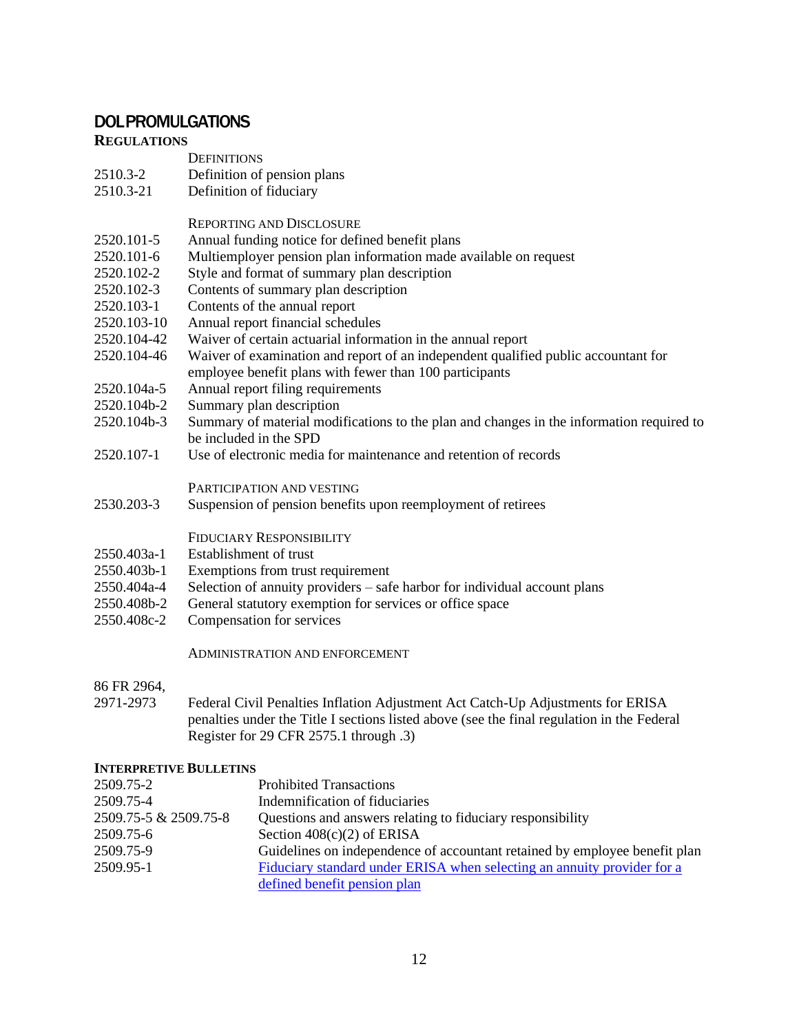## DOL PROMULGATIONS

### REGULATIONS

| | |
|---|---|
| | DEFINITIONS |
| 2510.3-2 | Definition of pension plans |
| 2510.3-21 | Definition of fiduciary |
| | REPORTING AND DISCLOSURE |
| 2520.101-5 | Annual funding notice for defined benefit plans |
| 2520.101-6 | Multiemployer pension plan information made available on request |
| 2520.102-2 | Style and format of summary plan description |
| 2520.102-3 | Contents of summary plan description |
| 2520.103-1 | Contents of the annual report |
| 2520.103-10 | Annual report financial schedules |
| 2520.104-42 | Waiver of certain actuarial information in the annual report |
| 2520.104-46 | Waiver of examination and report of an independent qualified public accountant for employee benefit plans with fewer than 100 participants |
| 2520.104a-5 | Annual report filing requirements |
| 2520.104b-2 | Summary plan description |
| 2520.104b-3 | Summary of material modifications to the plan and changes in the information required to be included in the SPD |
| 2520.107-1 | Use of electronic media for maintenance and retention of records |
| | PARTICIPATION AND VESTING |
| 2530.203-3 | Suspension of pension benefits upon reemployment of retirees |
| | FIDUCIARY RESPONSIBILITY |
| 2550.403a-1 | Establishment of trust |
| 2550.403b-1 | Exemptions from trust requirement |
| 2550.404a-4 | Selection of annuity providers – safe harbor for individual account plans |
| 2550.408b-2 | General statutory exemption for services or office space |
| 2550.408c-2 | Compensation for services |
| | ADMINISTRATION AND ENFORCEMENT |
| 86 FR 2964, 2971-2973 | Federal Civil Penalties Inflation Adjustment Act Catch-Up Adjustments for ERISA penalties under the Title I sections listed above (see the final regulation in the Federal Register for 29 CFR 2575.1 through .3) |

### INTERPRETIVE BULLETINS

| | |
|---|---|
| 2509.75-2 | Prohibited Transactions |
| 2509.75-4 | Indemnification of fiduciaries |
| 2509.75-5 & 2509.75-8 | Questions and answers relating to fiduciary responsibility |
| 2509.75-6 | Section 408(c)(2) of ERISA |
| 2509.75-9 | Guidelines on independence of accountant retained by employee benefit plan |
| 2509.95-1 | Fiduciary standard under ERISA when selecting an annuity provider for a defined benefit pension plan |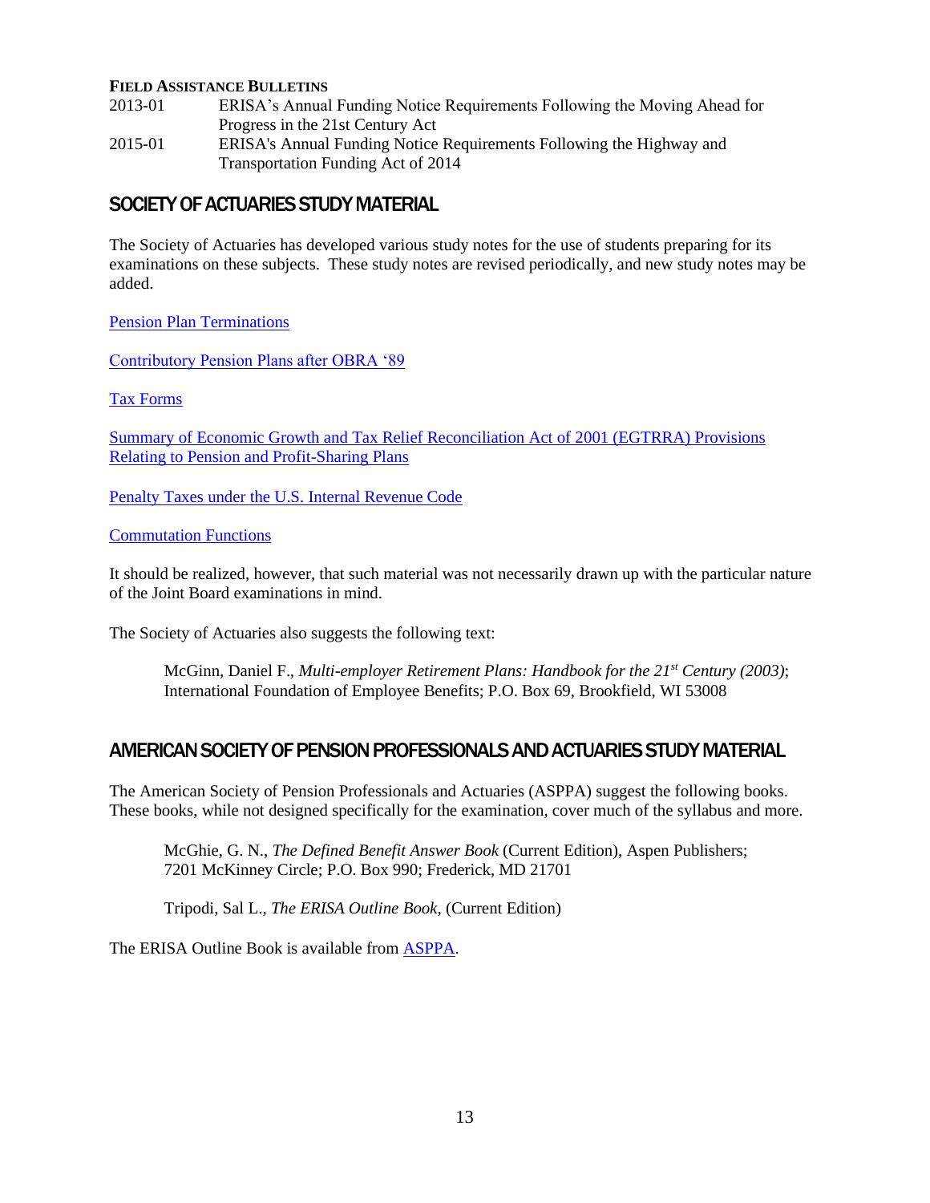**FIELD ASSISTANCE BULLETINS**

| | |
|---|---|
| 2013-01 | ERISA's Annual Funding Notice Requirements Following the Moving Ahead for Progress in the 21st Century Act |
| 2015-01 | ERISA's Annual Funding Notice Requirements Following the Highway and Transportation Funding Act of 2014 |

## SOCIETY OF ACTUARIES STUDY MATERIAL

The Society of Actuaries has developed various study notes for the use of students preparing for its examinations on these subjects. These study notes are revised periodically, and new study notes may be added.

Pension Plan Terminations

Contributory Pension Plans after OBRA '89

Tax Forms

Summary of Economic Growth and Tax Relief Reconciliation Act of 2001 (EGTRRA) Provisions Relating to Pension and Profit-Sharing Plans

Penalty Taxes under the U.S. Internal Revenue Code

Commutation Functions

It should be realized, however, that such material was not necessarily drawn up with the particular nature of the Joint Board examinations in mind.

The Society of Actuaries also suggests the following text:

> McGinn, Daniel F., *Multi-employer Retirement Plans: Handbook for the 21st Century (2003)*; International Foundation of Employee Benefits; P.O. Box 69, Brookfield, WI 53008

## AMERICAN SOCIETY OF PENSION PROFESSIONALS AND ACTUARIES STUDY MATERIAL

The American Society of Pension Professionals and Actuaries (ASPPA) suggest the following books. These books, while not designed specifically for the examination, cover much of the syllabus and more.

> McGhie, G. N., *The Defined Benefit Answer Book* (Current Edition), Aspen Publishers; 7201 McKinney Circle; P.O. Box 990; Frederick, MD 21701
>
> Tripodi, Sal L., *The ERISA Outline Book*, (Current Edition)

The ERISA Outline Book is available from ASPPA.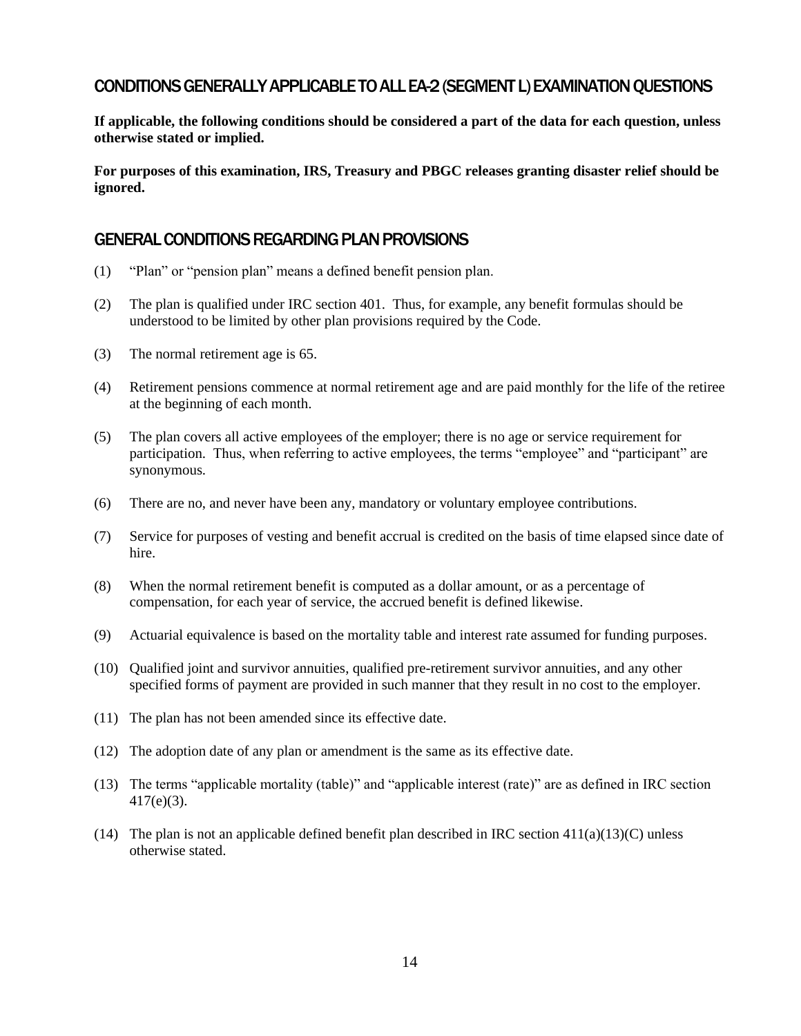## CONDITIONS GENERALLY APPLICABLE TO ALL EA-2 (SEGMENT L) EXAMINATION QUESTIONS

**If applicable, the following conditions should be considered a part of the data for each question, unless otherwise stated or implied.**

**For purposes of this examination, IRS, Treasury and PBGC releases granting disaster relief should be ignored.**

## GENERAL CONDITIONS REGARDING PLAN PROVISIONS

(1) "Plan" or "pension plan" means a defined benefit pension plan.

(2) The plan is qualified under IRC section 401. Thus, for example, any benefit formulas should be understood to be limited by other plan provisions required by the Code.

(3) The normal retirement age is 65.

(4) Retirement pensions commence at normal retirement age and are paid monthly for the life of the retiree at the beginning of each month.

(5) The plan covers all active employees of the employer; there is no age or service requirement for participation. Thus, when referring to active employees, the terms "employee" and "participant" are synonymous.

(6) There are no, and never have been any, mandatory or voluntary employee contributions.

(7) Service for purposes of vesting and benefit accrual is credited on the basis of time elapsed since date of hire.

(8) When the normal retirement benefit is computed as a dollar amount, or as a percentage of compensation, for each year of service, the accrued benefit is defined likewise.

(9) Actuarial equivalence is based on the mortality table and interest rate assumed for funding purposes.

(10) Qualified joint and survivor annuities, qualified pre-retirement survivor annuities, and any other specified forms of payment are provided in such manner that they result in no cost to the employer.

(11) The plan has not been amended since its effective date.

(12) The adoption date of any plan or amendment is the same as its effective date.

(13) The terms "applicable mortality (table)" and "applicable interest (rate)" are as defined in IRC section 417(e)(3).

(14) The plan is not an applicable defined benefit plan described in IRC section 411(a)(13)(C) unless otherwise stated.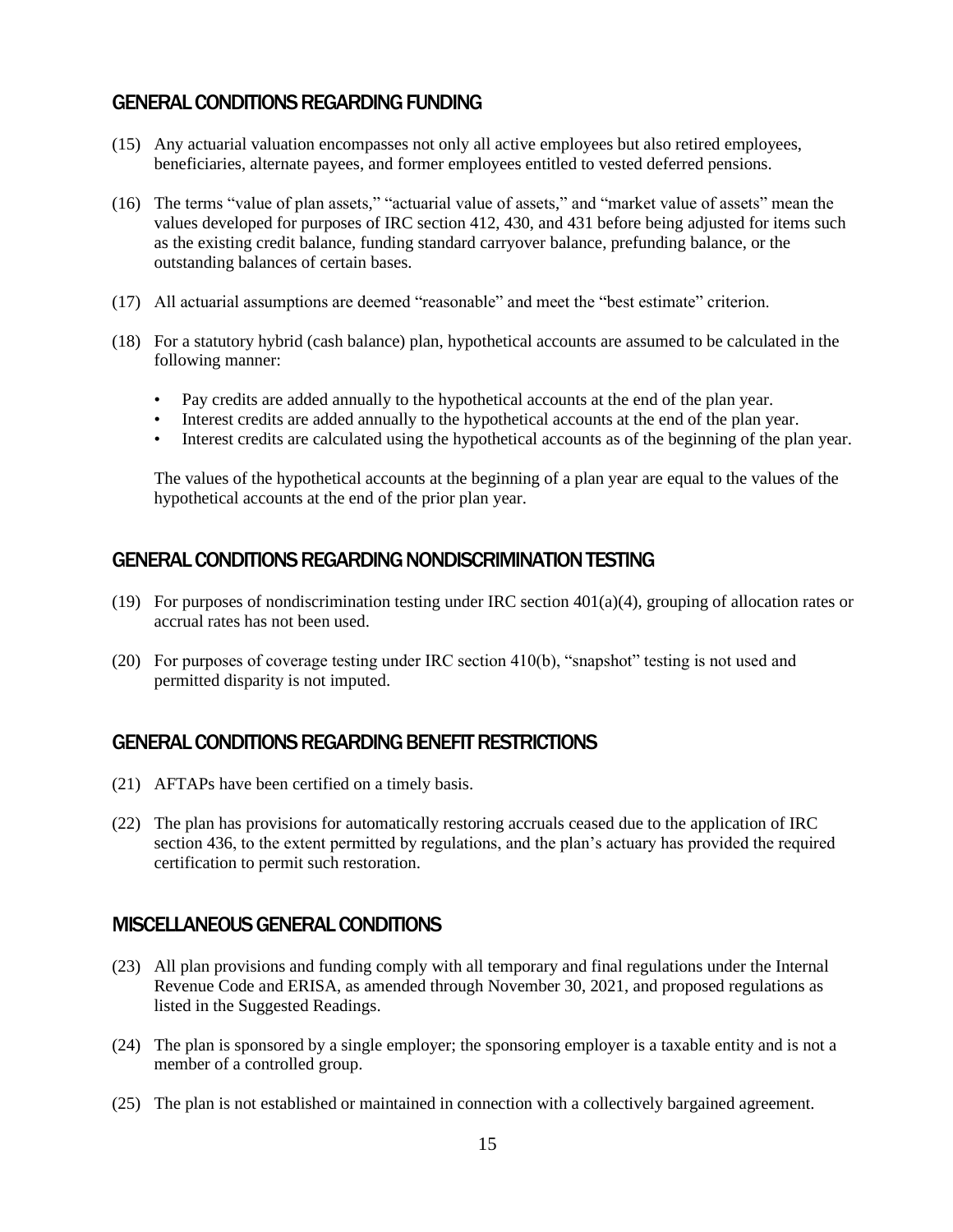## GENERAL CONDITIONS REGARDING FUNDING

(15) Any actuarial valuation encompasses not only all active employees but also retired employees, beneficiaries, alternate payees, and former employees entitled to vested deferred pensions.

(16) The terms "value of plan assets," "actuarial value of assets," and "market value of assets" mean the values developed for purposes of IRC section 412, 430, and 431 before being adjusted for items such as the existing credit balance, funding standard carryover balance, prefunding balance, or the outstanding balances of certain bases.

(17) All actuarial assumptions are deemed "reasonable" and meet the "best estimate" criterion.

(18) For a statutory hybrid (cash balance) plan, hypothetical accounts are assumed to be calculated in the following manner:

- Pay credits are added annually to the hypothetical accounts at the end of the plan year.
- Interest credits are added annually to the hypothetical accounts at the end of the plan year.
- Interest credits are calculated using the hypothetical accounts as of the beginning of the plan year.

The values of the hypothetical accounts at the beginning of a plan year are equal to the values of the hypothetical accounts at the end of the prior plan year.

## GENERAL CONDITIONS REGARDING NONDISCRIMINATION TESTING

(19) For purposes of nondiscrimination testing under IRC section 401(a)(4), grouping of allocation rates or accrual rates has not been used.

(20) For purposes of coverage testing under IRC section 410(b), "snapshot" testing is not used and permitted disparity is not imputed.

## GENERAL CONDITIONS REGARDING BENEFIT RESTRICTIONS

(21) AFTAPs have been certified on a timely basis.

(22) The plan has provisions for automatically restoring accruals ceased due to the application of IRC section 436, to the extent permitted by regulations, and the plan's actuary has provided the required certification to permit such restoration.

## MISCELLANEOUS GENERAL CONDITIONS

(23) All plan provisions and funding comply with all temporary and final regulations under the Internal Revenue Code and ERISA, as amended through November 30, 2021, and proposed regulations as listed in the Suggested Readings.

(24) The plan is sponsored by a single employer; the sponsoring employer is a taxable entity and is not a member of a controlled group.

(25) The plan is not established or maintained in connection with a collectively bargained agreement.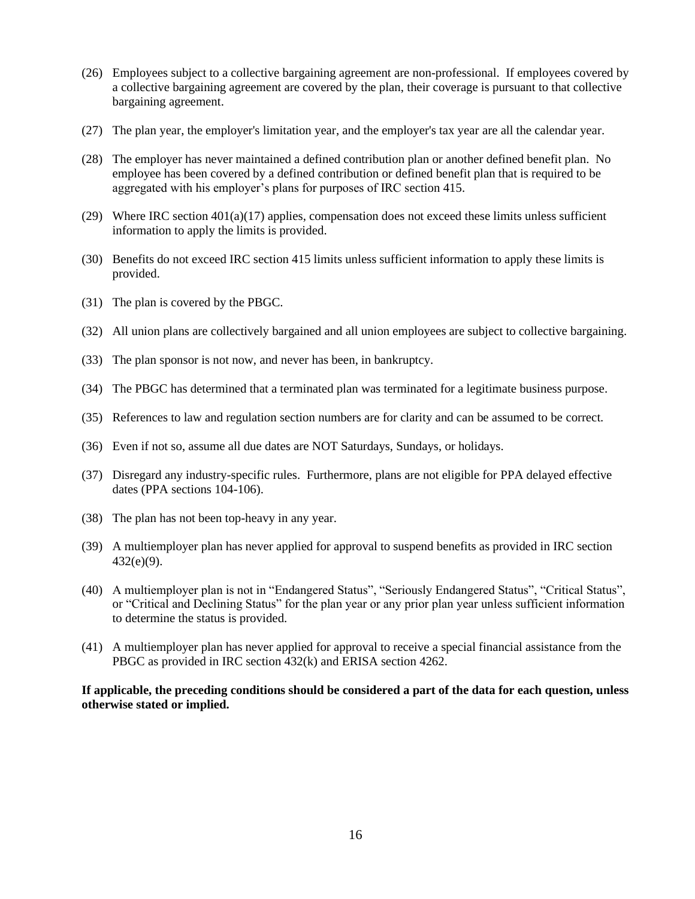(26) Employees subject to a collective bargaining agreement are non-professional. If employees covered by a collective bargaining agreement are covered by the plan, their coverage is pursuant to that collective bargaining agreement.

(27) The plan year, the employer's limitation year, and the employer's tax year are all the calendar year.

(28) The employer has never maintained a defined contribution plan or another defined benefit plan. No employee has been covered by a defined contribution or defined benefit plan that is required to be aggregated with his employer's plans for purposes of IRC section 415.

(29) Where IRC section 401(a)(17) applies, compensation does not exceed these limits unless sufficient information to apply the limits is provided.

(30) Benefits do not exceed IRC section 415 limits unless sufficient information to apply these limits is provided.

(31) The plan is covered by the PBGC.

(32) All union plans are collectively bargained and all union employees are subject to collective bargaining.

(33) The plan sponsor is not now, and never has been, in bankruptcy.

(34) The PBGC has determined that a terminated plan was terminated for a legitimate business purpose.

(35) References to law and regulation section numbers are for clarity and can be assumed to be correct.

(36) Even if not so, assume all due dates are NOT Saturdays, Sundays, or holidays.

(37) Disregard any industry-specific rules. Furthermore, plans are not eligible for PPA delayed effective dates (PPA sections 104-106).

(38) The plan has not been top-heavy in any year.

(39) A multiemployer plan has never applied for approval to suspend benefits as provided in IRC section 432(e)(9).

(40) A multiemployer plan is not in "Endangered Status", "Seriously Endangered Status", "Critical Status", or "Critical and Declining Status" for the plan year or any prior plan year unless sufficient information to determine the status is provided.

(41) A multiemployer plan has never applied for approval to receive a special financial assistance from the PBGC as provided in IRC section 432(k) and ERISA section 4262.

**If applicable, the preceding conditions should be considered a part of the data for each question, unless otherwise stated or implied.**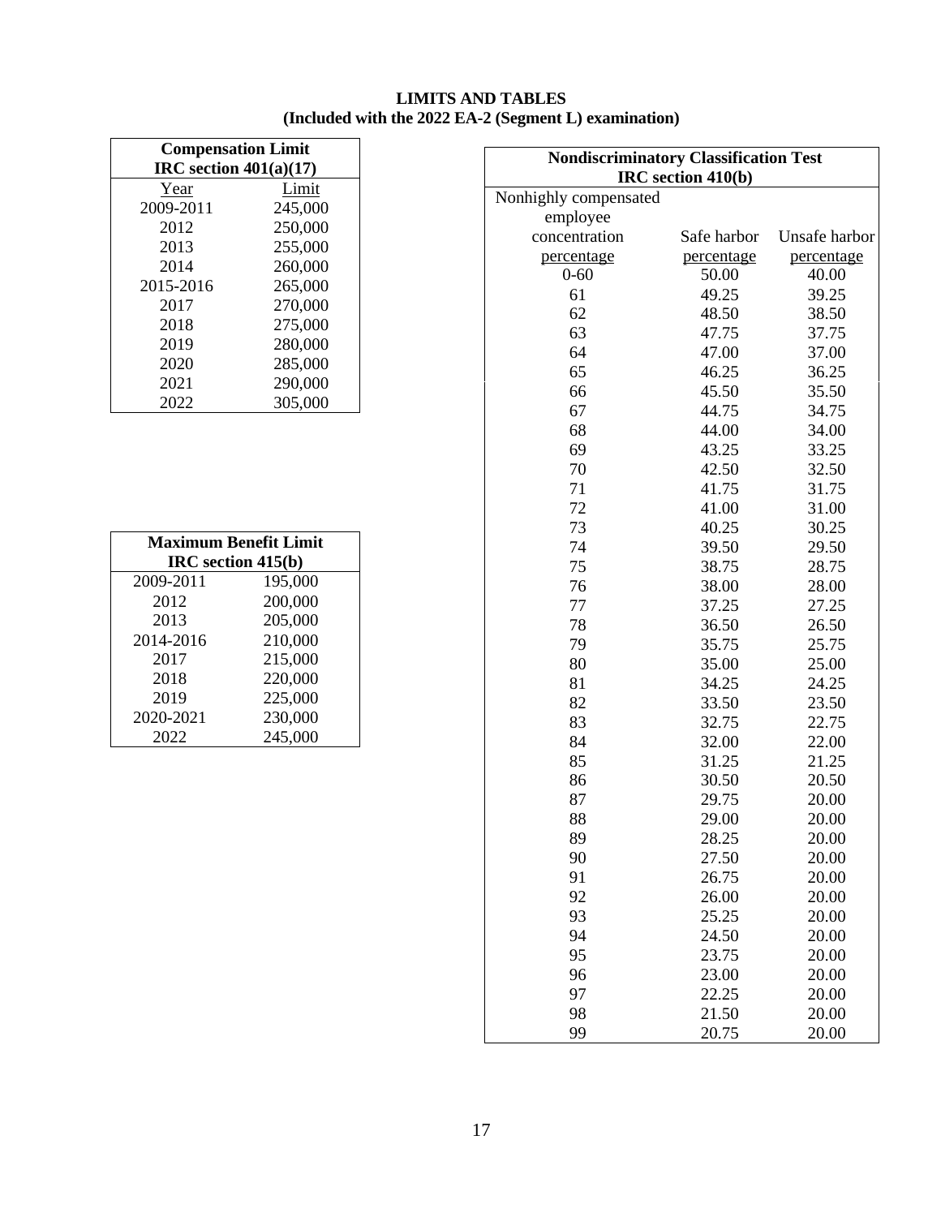# LIMITS AND TABLES
## (Included with the 2022 EA-2 (Segment L) examination)

| Compensation Limit IRC section 401(a)(17) | |
|---|---|
| Year | Limit |
| 2009-2011 | 245,000 |
| 2012 | 250,000 |
| 2013 | 255,000 |
| 2014 | 260,000 |
| 2015-2016 | 265,000 |
| 2017 | 270,000 |
| 2018 | 275,000 |
| 2019 | 280,000 |
| 2020 | 285,000 |
| 2021 | 290,000 |
| 2022 | 305,000 |

| Maximum Benefit Limit IRC section 415(b) | |
|---|---|
| 2009-2011 | 195,000 |
| 2012 | 200,000 |
| 2013 | 205,000 |
| 2014-2016 | 210,000 |
| 2017 | 215,000 |
| 2018 | 220,000 |
| 2019 | 225,000 |
| 2020-2021 | 230,000 |
| 2022 | 245,000 |

| Nondiscriminatory Classification Test IRC section 410(b) | | |
|---|---|---|
| Nonhighly compensated employee concentration percentage | Safe harbor percentage | Unsafe harbor percentage |
| 0-60 | 50.00 | 40.00 |
| 61 | 49.25 | 39.25 |
| 62 | 48.50 | 38.50 |
| 63 | 47.75 | 37.75 |
| 64 | 47.00 | 37.00 |
| 65 | 46.25 | 36.25 |
| 66 | 45.50 | 35.50 |
| 67 | 44.75 | 34.75 |
| 68 | 44.00 | 34.00 |
| 69 | 43.25 | 33.25 |
| 70 | 42.50 | 32.50 |
| 71 | 41.75 | 31.75 |
| 72 | 41.00 | 31.00 |
| 73 | 40.25 | 30.25 |
| 74 | 39.50 | 29.50 |
| 75 | 38.75 | 28.75 |
| 76 | 38.00 | 28.00 |
| 77 | 37.25 | 27.25 |
| 78 | 36.50 | 26.50 |
| 79 | 35.75 | 25.75 |
| 80 | 35.00 | 25.00 |
| 81 | 34.25 | 24.25 |
| 82 | 33.50 | 23.50 |
| 83 | 32.75 | 22.75 |
| 84 | 32.00 | 22.00 |
| 85 | 31.25 | 21.25 |
| 86 | 30.50 | 20.50 |
| 87 | 29.75 | 20.00 |
| 88 | 29.00 | 20.00 |
| 89 | 28.25 | 20.00 |
| 90 | 27.50 | 20.00 |
| 91 | 26.75 | 20.00 |
| 92 | 26.00 | 20.00 |
| 93 | 25.25 | 20.00 |
| 94 | 24.50 | 20.00 |
| 95 | 23.75 | 20.00 |
| 96 | 23.00 | 20.00 |
| 97 | 22.25 | 20.00 |
| 98 | 21.50 | 20.00 |
| 99 | 20.75 | 20.00 |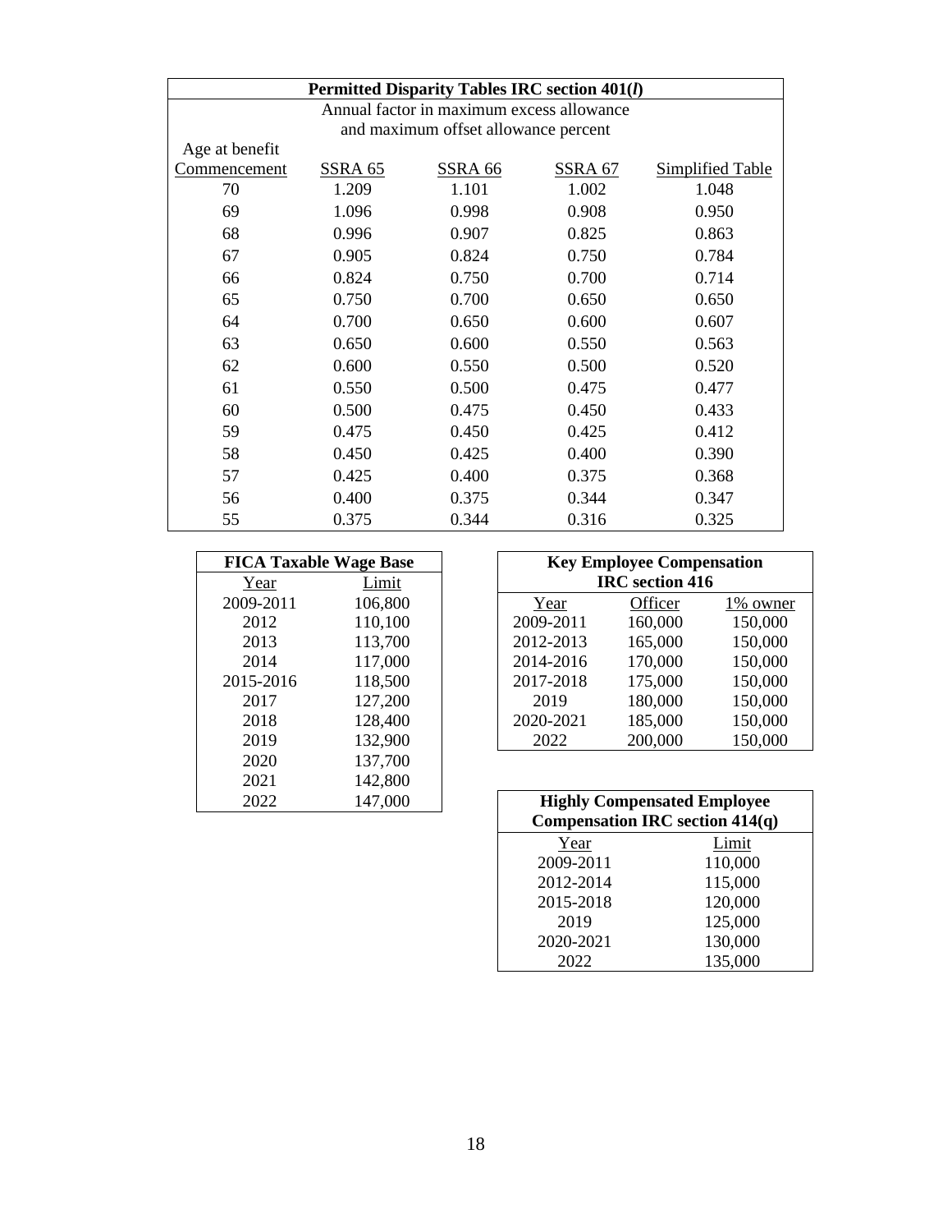**Permitted Disparity Tables IRC section 401(*l*)**

Annual factor in maximum excess allowance and maximum offset allowance percent

| Age at benefit Commencement | SSRA 65 | SSRA 66 | SSRA 67 | Simplified Table |
|---|---|---|---|---|
| 70 | 1.209 | 1.101 | 1.002 | 1.048 |
| 69 | 1.096 | 0.998 | 0.908 | 0.950 |
| 68 | 0.996 | 0.907 | 0.825 | 0.863 |
| 67 | 0.905 | 0.824 | 0.750 | 0.784 |
| 66 | 0.824 | 0.750 | 0.700 | 0.714 |
| 65 | 0.750 | 0.700 | 0.650 | 0.650 |
| 64 | 0.700 | 0.650 | 0.600 | 0.607 |
| 63 | 0.650 | 0.600 | 0.550 | 0.563 |
| 62 | 0.600 | 0.550 | 0.500 | 0.520 |
| 61 | 0.550 | 0.500 | 0.475 | 0.477 |
| 60 | 0.500 | 0.475 | 0.450 | 0.433 |
| 59 | 0.475 | 0.450 | 0.425 | 0.412 |
| 58 | 0.450 | 0.425 | 0.400 | 0.390 |
| 57 | 0.425 | 0.400 | 0.375 | 0.368 |
| 56 | 0.400 | 0.375 | 0.344 | 0.347 |
| 55 | 0.375 | 0.344 | 0.316 | 0.325 |

**FICA Taxable Wage Base**

| Year | Limit |
|---|---|
| 2009-2011 | 106,800 |
| 2012 | 110,100 |
| 2013 | 113,700 |
| 2014 | 117,000 |
| 2015-2016 | 118,500 |
| 2017 | 127,200 |
| 2018 | 128,400 |
| 2019 | 132,900 |
| 2020 | 137,700 |
| 2021 | 142,800 |
| 2022 | 147,000 |

**Key Employee Compensation IRC section 416**

| Year | Officer | 1% owner |
|---|---|---|
| 2009-2011 | 160,000 | 150,000 |
| 2012-2013 | 165,000 | 150,000 |
| 2014-2016 | 170,000 | 150,000 |
| 2017-2018 | 175,000 | 150,000 |
| 2019 | 180,000 | 150,000 |
| 2020-2021 | 185,000 | 150,000 |
| 2022 | 200,000 | 150,000 |

**Highly Compensated Employee Compensation IRC section 414(q)**

| Year | Limit |
|---|---|
| 2009-2011 | 110,000 |
| 2012-2014 | 115,000 |
| 2015-2018 | 120,000 |
| 2019 | 125,000 |
| 2020-2021 | 130,000 |
| 2022 | 135,000 |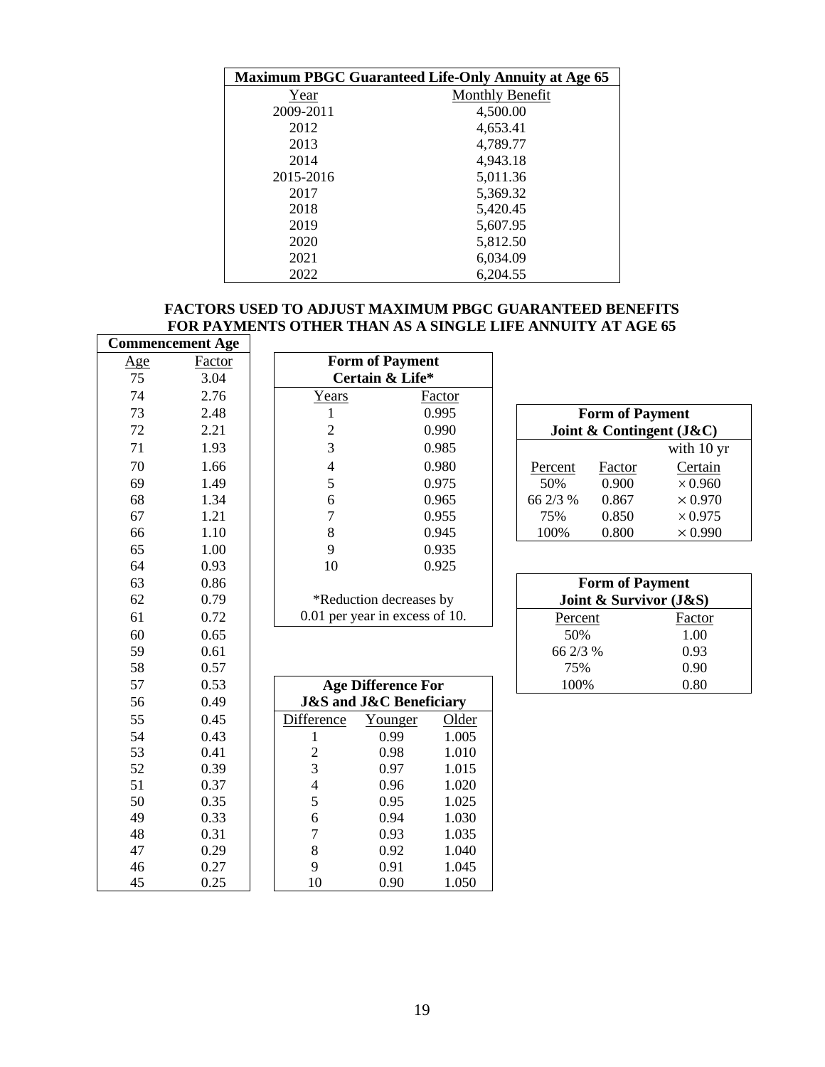| Maximum PBGC Guaranteed Life-Only Annuity at Age 65 | |
|---|---|
| Year | Monthly Benefit |
| 2009-2011 | 4,500.00 |
| 2012 | 4,653.41 |
| 2013 | 4,789.77 |
| 2014 | 4,943.18 |
| 2015-2016 | 5,011.36 |
| 2017 | 5,369.32 |
| 2018 | 5,420.45 |
| 2019 | 5,607.95 |
| 2020 | 5,812.50 |
| 2021 | 6,034.09 |
| 2022 | 6,204.55 |

## FACTORS USED TO ADJUST MAXIMUM PBGC GUARANTEED BENEFITS FOR PAYMENTS OTHER THAN AS A SINGLE LIFE ANNUITY AT AGE 65

| Commencement Age | |
|---|---|
| Age | Factor |
| 75 | 3.04 |
| 74 | 2.76 |
| 73 | 2.48 |
| 72 | 2.21 |
| 71 | 1.93 |
| 70 | 1.66 |
| 69 | 1.49 |
| 68 | 1.34 |
| 67 | 1.21 |
| 66 | 1.10 |
| 65 | 1.00 |
| 64 | 0.93 |
| 63 | 0.86 |
| 62 | 0.79 |
| 61 | 0.72 |
| 60 | 0.65 |
| 59 | 0.61 |
| 58 | 0.57 |
| 57 | 0.53 |
| 56 | 0.49 |
| 55 | 0.45 |
| 54 | 0.43 |
| 53 | 0.41 |
| 52 | 0.39 |
| 51 | 0.37 |
| 50 | 0.35 |
| 49 | 0.33 |
| 48 | 0.31 |
| 47 | 0.29 |
| 46 | 0.27 |
| 45 | 0.25 |

| Form of Payment Certain & Life* | |
|---|---|
| Years | Factor |
| 1 | 0.995 |
| 2 | 0.990 |
| 3 | 0.985 |
| 4 | 0.980 |
| 5 | 0.975 |
| 6 | 0.965 |
| 7 | 0.955 |
| 8 | 0.945 |
| 9 | 0.935 |
| 10 | 0.925 |

*Reduction decreases by 0.01 per year in excess of 10.

| Age Difference For J&S and J&C Beneficiary | | |
|---|---|---|
| Difference | Younger | Older |
| 1 | 0.99 | 1.005 |
| 2 | 0.98 | 1.010 |
| 3 | 0.97 | 1.015 |
| 4 | 0.96 | 1.020 |
| 5 | 0.95 | 1.025 |
| 6 | 0.94 | 1.030 |
| 7 | 0.93 | 1.035 |
| 8 | 0.92 | 1.040 |
| 9 | 0.91 | 1.045 |
| 10 | 0.90 | 1.050 |

| Form of Payment Joint & Contingent (J&C) | | |
|---|---|---|
| | | with 10 yr |
| Percent | Factor | Certain |
| 50% | 0.900 | × 0.960 |
| 66 2/3 % | 0.867 | × 0.970 |
| 75% | 0.850 | × 0.975 |
| 100% | 0.800 | × 0.990 |

| Form of Payment Joint & Survivor (J&S) | |
|---|---|
| Percent | Factor |
| 50% | 1.00 |
| 66 2/3 % | 0.93 |
| 75% | 0.90 |
| 100% | 0.80 |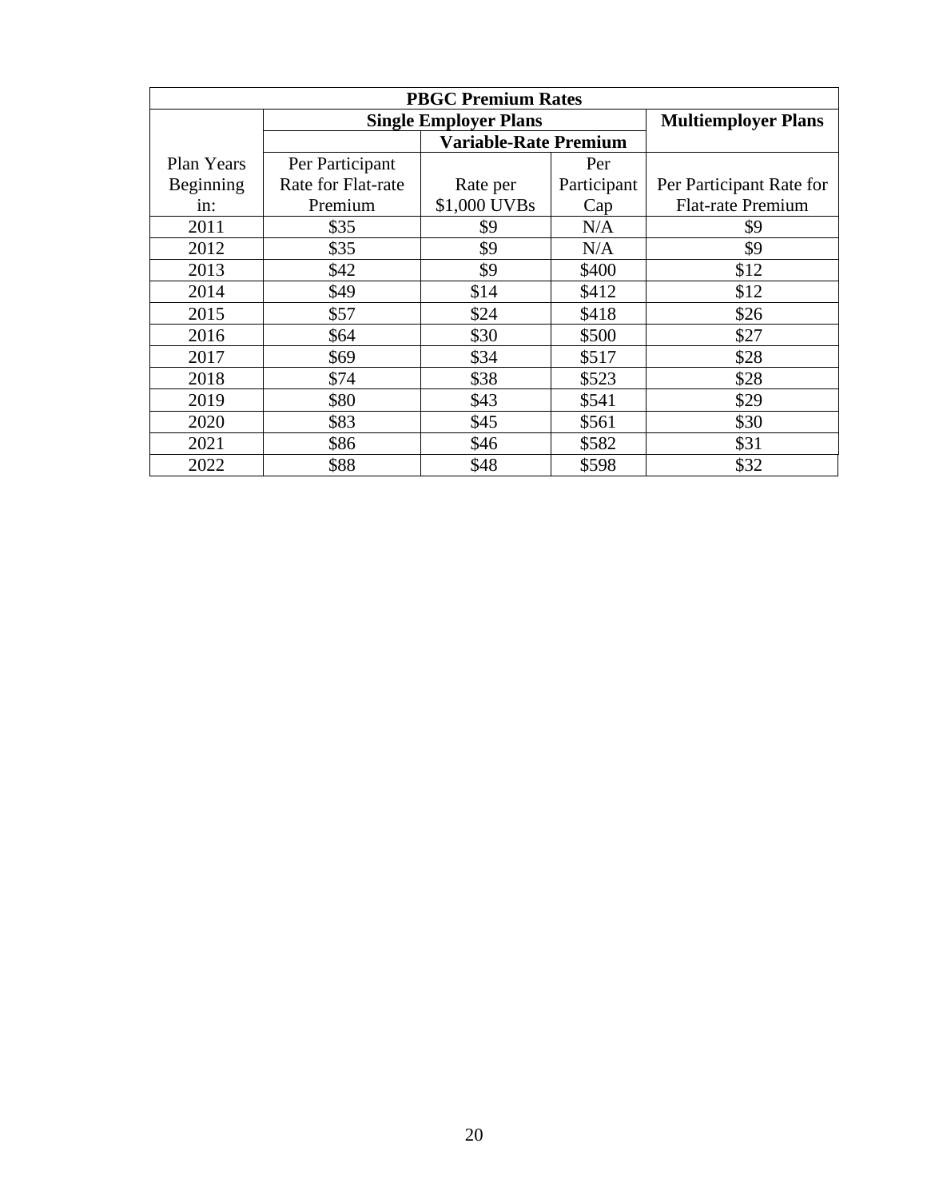| PBGC Premium Rates | | | | |
|---|---|---|---|---|
| | Single Employer Plans | | | Multiemployer Plans |
| | | Variable-Rate Premium | | |
| Plan Years Beginning in: | Per Participant Rate for Flat-rate Premium | Rate per $1,000 UVBs | Per Participant Cap | Per Participant Rate for Flat-rate Premium |
| 2011 | $35 | $9 | N/A | $9 |
| 2012 | $35 | $9 | N/A | $9 |
| 2013 | $42 | $9 | $400 | $12 |
| 2014 | $49 | $14 | $412 | $12 |
| 2015 | $57 | $24 | $418 | $26 |
| 2016 | $64 | $30 | $500 | $27 |
| 2017 | $69 | $34 | $517 | $28 |
| 2018 | $74 | $38 | $523 | $28 |
| 2019 | $80 | $43 | $541 | $29 |
| 2020 | $83 | $45 | $561 | $30 |
| 2021 | $86 | $46 | $582 | $31 |
| 2022 | $88 | $48 | $598 | $32 |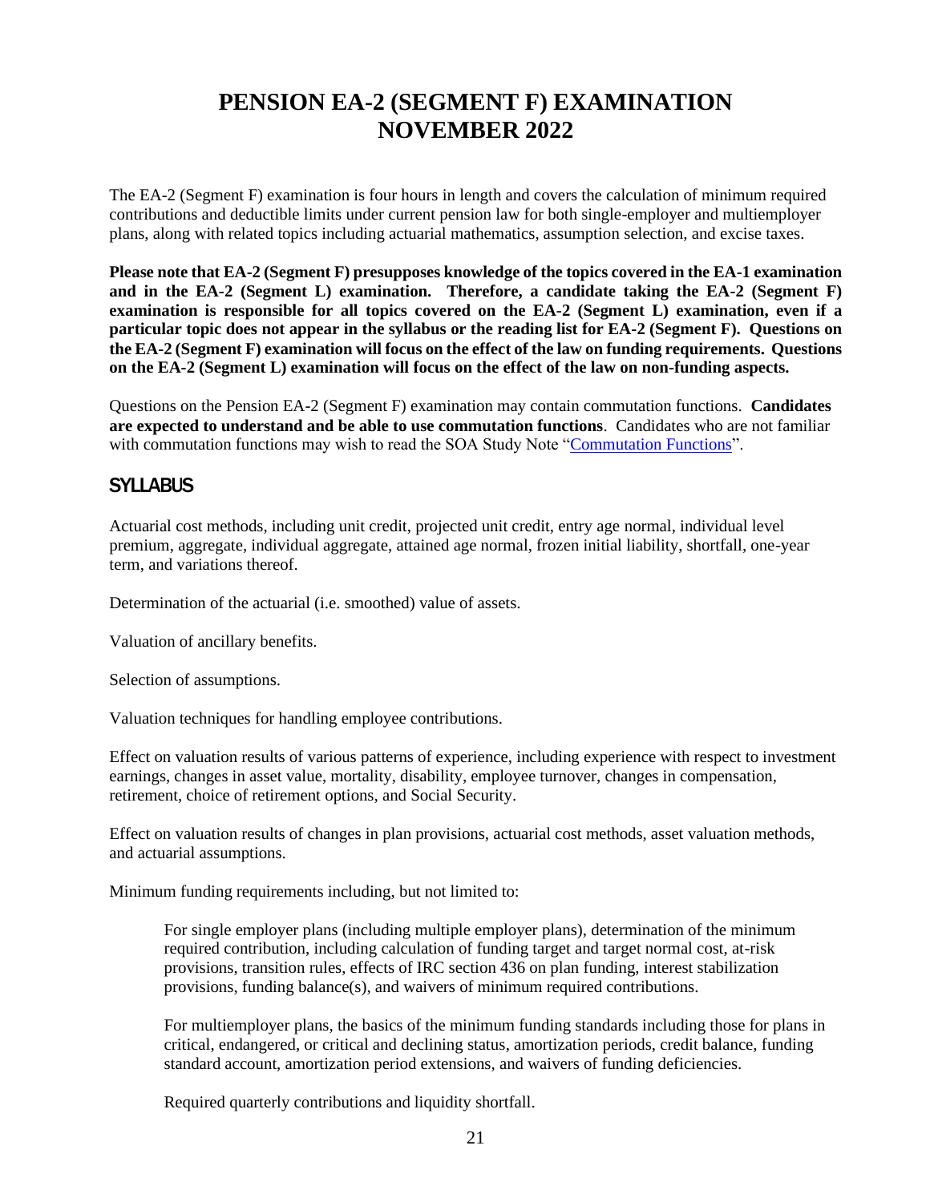# PENSION EA-2 (SEGMENT F) EXAMINATION NOVEMBER 2022

The EA-2 (Segment F) examination is four hours in length and covers the calculation of minimum required contributions and deductible limits under current pension law for both single-employer and multiemployer plans, along with related topics including actuarial mathematics, assumption selection, and excise taxes.

**Please note that EA-2 (Segment F) presupposes knowledge of the topics covered in the EA-1 examination and in the EA-2 (Segment L) examination. Therefore, a candidate taking the EA-2 (Segment F) examination is responsible for all topics covered on the EA-2 (Segment L) examination, even if a particular topic does not appear in the syllabus or the reading list for EA-2 (Segment F). Questions on the EA-2 (Segment F) examination will focus on the effect of the law on funding requirements. Questions on the EA-2 (Segment L) examination will focus on the effect of the law on non-funding aspects.**

Questions on the Pension EA-2 (Segment F) examination may contain commutation functions. **Candidates are expected to understand and be able to use commutation functions**. Candidates who are not familiar with commutation functions may wish to read the SOA Study Note "Commutation Functions".

## SYLLABUS

Actuarial cost methods, including unit credit, projected unit credit, entry age normal, individual level premium, aggregate, individual aggregate, attained age normal, frozen initial liability, shortfall, one-year term, and variations thereof.

Determination of the actuarial (i.e. smoothed) value of assets.

Valuation of ancillary benefits.

Selection of assumptions.

Valuation techniques for handling employee contributions.

Effect on valuation results of various patterns of experience, including experience with respect to investment earnings, changes in asset value, mortality, disability, employee turnover, changes in compensation, retirement, choice of retirement options, and Social Security.

Effect on valuation results of changes in plan provisions, actuarial cost methods, asset valuation methods, and actuarial assumptions.

Minimum funding requirements including, but not limited to:

> For single employer plans (including multiple employer plans), determination of the minimum required contribution, including calculation of funding target and target normal cost, at-risk provisions, transition rules, effects of IRC section 436 on plan funding, interest stabilization provisions, funding balance(s), and waivers of minimum required contributions.
>
> For multiemployer plans, the basics of the minimum funding standards including those for plans in critical, endangered, or critical and declining status, amortization periods, credit balance, funding standard account, amortization period extensions, and waivers of funding deficiencies.
>
> Required quarterly contributions and liquidity shortfall.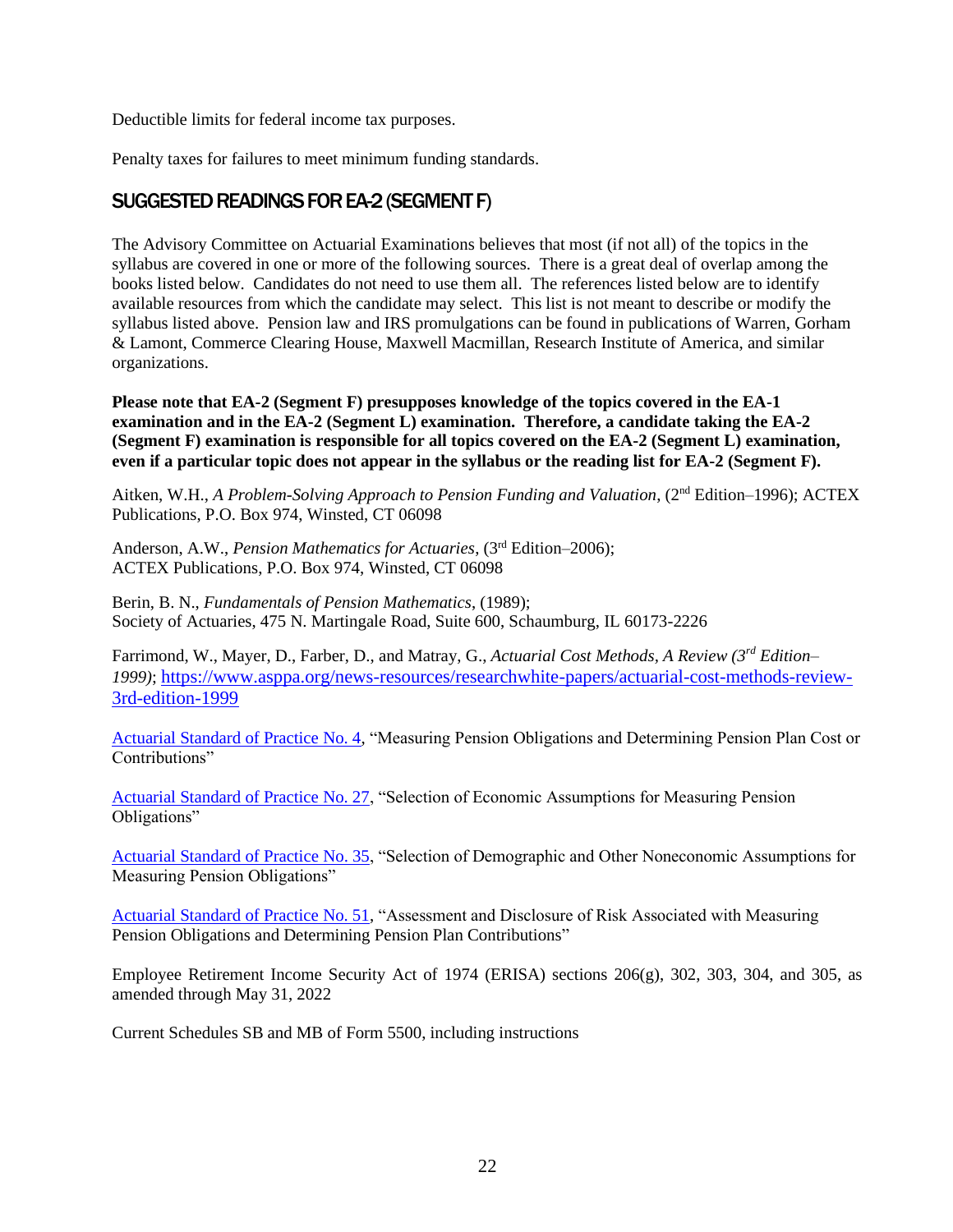Deductible limits for federal income tax purposes.

Penalty taxes for failures to meet minimum funding standards.

## SUGGESTED READINGS FOR EA-2 (SEGMENT F)

The Advisory Committee on Actuarial Examinations believes that most (if not all) of the topics in the syllabus are covered in one or more of the following sources. There is a great deal of overlap among the books listed below. Candidates do not need to use them all. The references listed below are to identify available resources from which the candidate may select. This list is not meant to describe or modify the syllabus listed above. Pension law and IRS promulgations can be found in publications of Warren, Gorham & Lamont, Commerce Clearing House, Maxwell Macmillan, Research Institute of America, and similar organizations.

**Please note that EA-2 (Segment F) presupposes knowledge of the topics covered in the EA-1 examination and in the EA-2 (Segment L) examination. Therefore, a candidate taking the EA-2 (Segment F) examination is responsible for all topics covered on the EA-2 (Segment L) examination, even if a particular topic does not appear in the syllabus or the reading list for EA-2 (Segment F).**

Aitken, W.H., *A Problem-Solving Approach to Pension Funding and Valuation*, (2nd Edition–1996); ACTEX Publications, P.O. Box 974, Winsted, CT 06098

Anderson, A.W., *Pension Mathematics for Actuaries*, (3rd Edition–2006); ACTEX Publications, P.O. Box 974, Winsted, CT 06098

Berin, B. N., *Fundamentals of Pension Mathematics*, (1989); Society of Actuaries, 475 N. Martingale Road, Suite 600, Schaumburg, IL 60173-2226

Farrimond, W., Mayer, D., Farber, D., and Matray, G., *Actuarial Cost Methods, A Review (3rd Edition–1999)*; https://www.asppa.org/news-resources/researchwhite-papers/actuarial-cost-methods-review-3rd-edition-1999

Actuarial Standard of Practice No. 4, "Measuring Pension Obligations and Determining Pension Plan Cost or Contributions"

Actuarial Standard of Practice No. 27, "Selection of Economic Assumptions for Measuring Pension Obligations"

Actuarial Standard of Practice No. 35, "Selection of Demographic and Other Noneconomic Assumptions for Measuring Pension Obligations"

Actuarial Standard of Practice No. 51, "Assessment and Disclosure of Risk Associated with Measuring Pension Obligations and Determining Pension Plan Contributions"

Employee Retirement Income Security Act of 1974 (ERISA) sections 206(g), 302, 303, 304, and 305, as amended through May 31, 2022

Current Schedules SB and MB of Form 5500, including instructions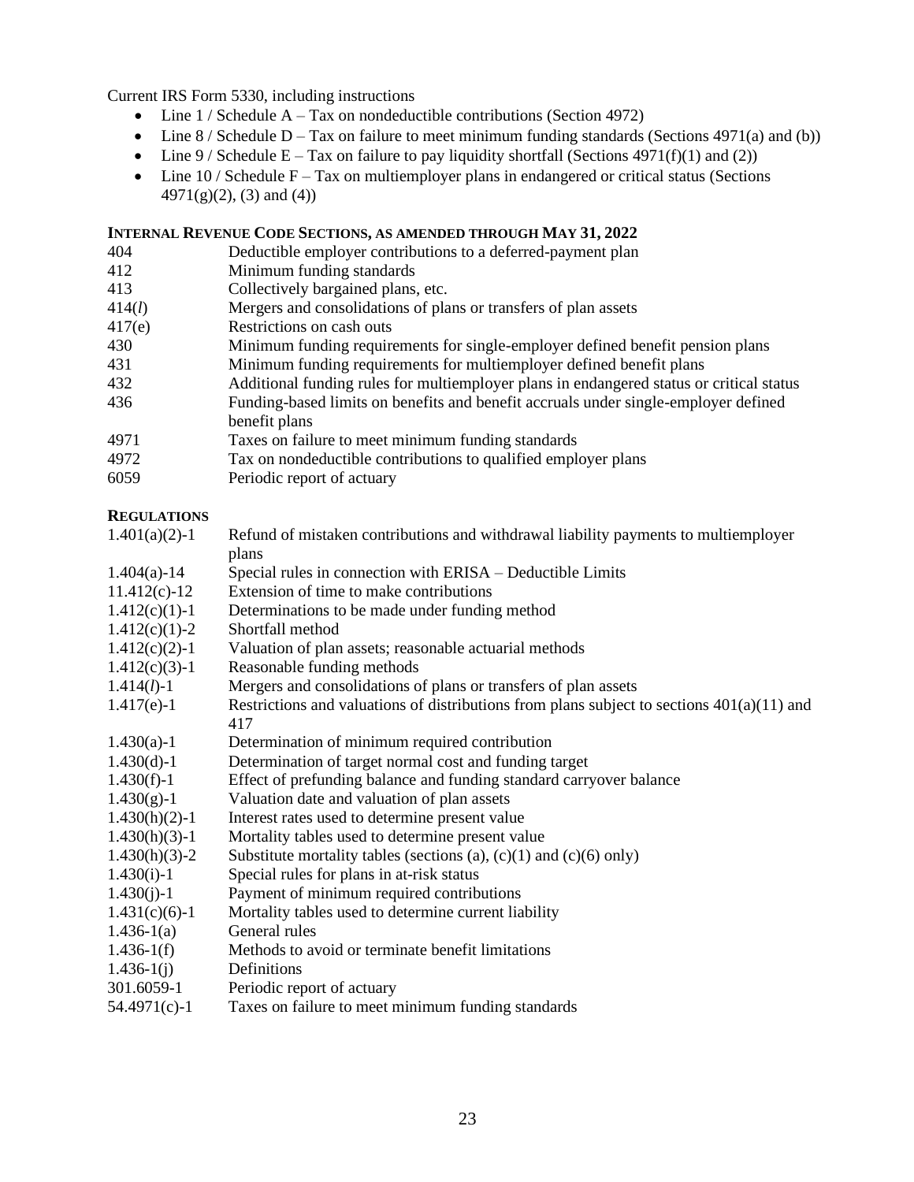Current IRS Form 5330, including instructions

- Line 1 / Schedule A – Tax on nondeductible contributions (Section 4972)
- Line 8 / Schedule D – Tax on failure to meet minimum funding standards (Sections 4971(a) and (b))
- Line 9 / Schedule E – Tax on failure to pay liquidity shortfall (Sections 4971(f)(1) and (2))
- Line 10 / Schedule F – Tax on multiemployer plans in endangered or critical status (Sections 4971(g)(2), (3) and (4))

**INTERNAL REVENUE CODE SECTIONS, AS AMENDED THROUGH MAY 31, 2022**

| | |
|---|---|
| 404 | Deductible employer contributions to a deferred-payment plan |
| 412 | Minimum funding standards |
| 413 | Collectively bargained plans, etc. |
| 414(*l*) | Mergers and consolidations of plans or transfers of plan assets |
| 417(e) | Restrictions on cash outs |
| 430 | Minimum funding requirements for single-employer defined benefit pension plans |
| 431 | Minimum funding requirements for multiemployer defined benefit plans |
| 432 | Additional funding rules for multiemployer plans in endangered status or critical status |
| 436 | Funding-based limits on benefits and benefit accruals under single-employer defined benefit plans |
| 4971 | Taxes on failure to meet minimum funding standards |
| 4972 | Tax on nondeductible contributions to qualified employer plans |
| 6059 | Periodic report of actuary |

**REGULATIONS**

| | |
|---|---|
| 1.401(a)(2)-1 | Refund of mistaken contributions and withdrawal liability payments to multiemployer plans |
| 1.404(a)-14 | Special rules in connection with ERISA – Deductible Limits |
| 11.412(c)-12 | Extension of time to make contributions |
| 1.412(c)(1)-1 | Determinations to be made under funding method |
| 1.412(c)(1)-2 | Shortfall method |
| 1.412(c)(2)-1 | Valuation of plan assets; reasonable actuarial methods |
| 1.412(c)(3)-1 | Reasonable funding methods |
| 1.414(*l*)-1 | Mergers and consolidations of plans or transfers of plan assets |
| 1.417(e)-1 | Restrictions and valuations of distributions from plans subject to sections 401(a)(11) and 417 |
| 1.430(a)-1 | Determination of minimum required contribution |
| 1.430(d)-1 | Determination of target normal cost and funding target |
| 1.430(f)-1 | Effect of prefunding balance and funding standard carryover balance |
| 1.430(g)-1 | Valuation date and valuation of plan assets |
| 1.430(h)(2)-1 | Interest rates used to determine present value |
| 1.430(h)(3)-1 | Mortality tables used to determine present value |
| 1.430(h)(3)-2 | Substitute mortality tables (sections (a), (c)(1) and (c)(6) only) |
| 1.430(i)-1 | Special rules for plans in at-risk status |
| 1.430(j)-1 | Payment of minimum required contributions |
| 1.431(c)(6)-1 | Mortality tables used to determine current liability |
| 1.436-1(a) | General rules |
| 1.436-1(f) | Methods to avoid or terminate benefit limitations |
| 1.436-1(j) | Definitions |
| 301.6059-1 | Periodic report of actuary |
| 54.4971(c)-1 | Taxes on failure to meet minimum funding standards |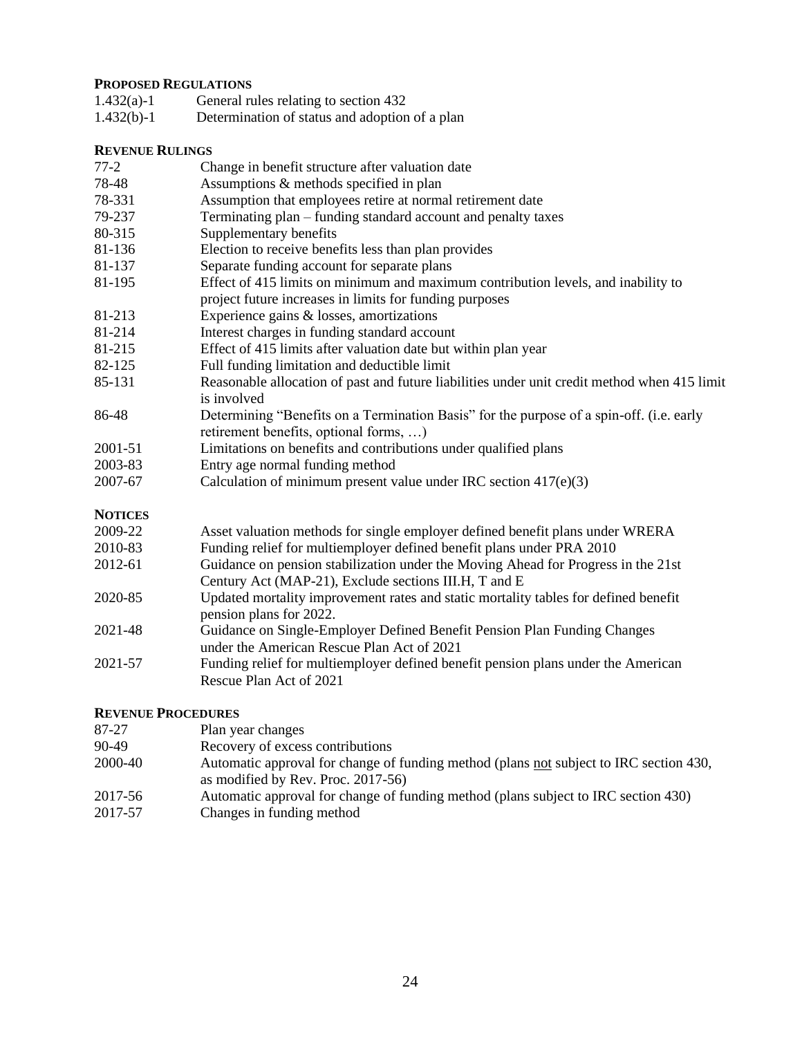**PROPOSED REGULATIONS**

| | |
|---|---|
| 1.432(a)-1 | General rules relating to section 432 |
| 1.432(b)-1 | Determination of status and adoption of a plan |

**REVENUE RULINGS**

| | |
|---|---|
| 77-2 | Change in benefit structure after valuation date |
| 78-48 | Assumptions & methods specified in plan |
| 78-331 | Assumption that employees retire at normal retirement date |
| 79-237 | Terminating plan – funding standard account and penalty taxes |
| 80-315 | Supplementary benefits |
| 81-136 | Election to receive benefits less than plan provides |
| 81-137 | Separate funding account for separate plans |
| 81-195 | Effect of 415 limits on minimum and maximum contribution levels, and inability to project future increases in limits for funding purposes |
| 81-213 | Experience gains & losses, amortizations |
| 81-214 | Interest charges in funding standard account |
| 81-215 | Effect of 415 limits after valuation date but within plan year |
| 82-125 | Full funding limitation and deductible limit |
| 85-131 | Reasonable allocation of past and future liabilities under unit credit method when 415 limit is involved |
| 86-48 | Determining "Benefits on a Termination Basis" for the purpose of a spin-off. (i.e. early retirement benefits, optional forms, …) |
| 2001-51 | Limitations on benefits and contributions under qualified plans |
| 2003-83 | Entry age normal funding method |
| 2007-67 | Calculation of minimum present value under IRC section 417(e)(3) |

**NOTICES**

| | |
|---|---|
| 2009-22 | Asset valuation methods for single employer defined benefit plans under WRERA |
| 2010-83 | Funding relief for multiemployer defined benefit plans under PRA 2010 |
| 2012-61 | Guidance on pension stabilization under the Moving Ahead for Progress in the 21st Century Act (MAP-21), Exclude sections III.H, T and E |
| 2020-85 | Updated mortality improvement rates and static mortality tables for defined benefit pension plans for 2022. |
| 2021-48 | Guidance on Single-Employer Defined Benefit Pension Plan Funding Changes under the American Rescue Plan Act of 2021 |
| 2021-57 | Funding relief for multiemployer defined benefit pension plans under the American Rescue Plan Act of 2021 |

**REVENUE PROCEDURES**

| | |
|---|---|
| 87-27 | Plan year changes |
| 90-49 | Recovery of excess contributions |
| 2000-40 | Automatic approval for change of funding method (plans not subject to IRC section 430, as modified by Rev. Proc. 2017-56) |
| 2017-56 | Automatic approval for change of funding method (plans subject to IRC section 430) |
| 2017-57 | Changes in funding method |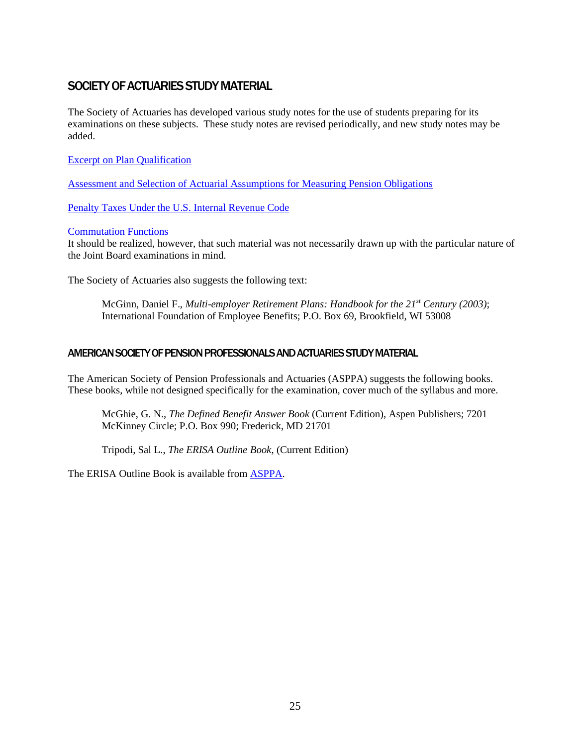## SOCIETY OF ACTUARIES STUDY MATERIAL

The Society of Actuaries has developed various study notes for the use of students preparing for its examinations on these subjects. These study notes are revised periodically, and new study notes may be added.

Excerpt on Plan Qualification

Assessment and Selection of Actuarial Assumptions for Measuring Pension Obligations

Penalty Taxes Under the U.S. Internal Revenue Code

Commutation Functions
It should be realized, however, that such material was not necessarily drawn up with the particular nature of the Joint Board examinations in mind.

The Society of Actuaries also suggests the following text:

> McGinn, Daniel F., *Multi-employer Retirement Plans: Handbook for the 21st Century (2003)*; International Foundation of Employee Benefits; P.O. Box 69, Brookfield, WI 53008

### AMERICAN SOCIETY OF PENSION PROFESSIONALS AND ACTUARIES STUDY MATERIAL

The American Society of Pension Professionals and Actuaries (ASPPA) suggests the following books. These books, while not designed specifically for the examination, cover much of the syllabus and more.

> McGhie, G. N., *The Defined Benefit Answer Book* (Current Edition), Aspen Publishers; 7201 McKinney Circle; P.O. Box 990; Frederick, MD 21701

> Tripodi, Sal L., *The ERISA Outline Book*, (Current Edition)

The ERISA Outline Book is available from ASPPA.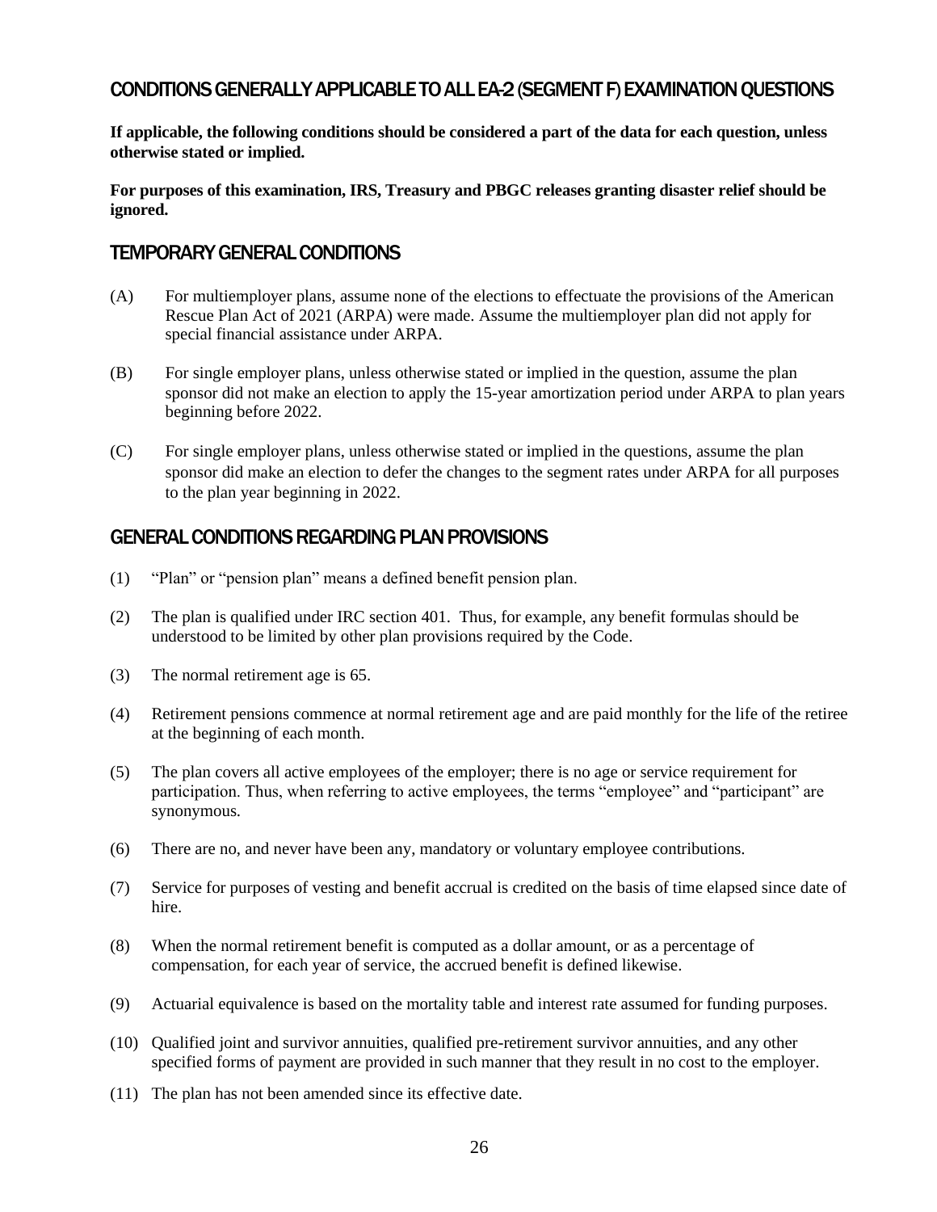## CONDITIONS GENERALLY APPLICABLE TO ALL EA-2 (SEGMENT F) EXAMINATION QUESTIONS

**If applicable, the following conditions should be considered a part of the data for each question, unless otherwise stated or implied.**

**For purposes of this examination, IRS, Treasury and PBGC releases granting disaster relief should be ignored.**

## TEMPORARY GENERAL CONDITIONS

(A) For multiemployer plans, assume none of the elections to effectuate the provisions of the American Rescue Plan Act of 2021 (ARPA) were made. Assume the multiemployer plan did not apply for special financial assistance under ARPA.

(B) For single employer plans, unless otherwise stated or implied in the question, assume the plan sponsor did not make an election to apply the 15-year amortization period under ARPA to plan years beginning before 2022.

(C) For single employer plans, unless otherwise stated or implied in the questions, assume the plan sponsor did make an election to defer the changes to the segment rates under ARPA for all purposes to the plan year beginning in 2022.

## GENERAL CONDITIONS REGARDING PLAN PROVISIONS

(1) "Plan" or "pension plan" means a defined benefit pension plan.

(2) The plan is qualified under IRC section 401. Thus, for example, any benefit formulas should be understood to be limited by other plan provisions required by the Code.

(3) The normal retirement age is 65.

(4) Retirement pensions commence at normal retirement age and are paid monthly for the life of the retiree at the beginning of each month.

(5) The plan covers all active employees of the employer; there is no age or service requirement for participation. Thus, when referring to active employees, the terms "employee" and "participant" are synonymous.

(6) There are no, and never have been any, mandatory or voluntary employee contributions.

(7) Service for purposes of vesting and benefit accrual is credited on the basis of time elapsed since date of hire.

(8) When the normal retirement benefit is computed as a dollar amount, or as a percentage of compensation, for each year of service, the accrued benefit is defined likewise.

(9) Actuarial equivalence is based on the mortality table and interest rate assumed for funding purposes.

(10) Qualified joint and survivor annuities, qualified pre-retirement survivor annuities, and any other specified forms of payment are provided in such manner that they result in no cost to the employer.

(11) The plan has not been amended since its effective date.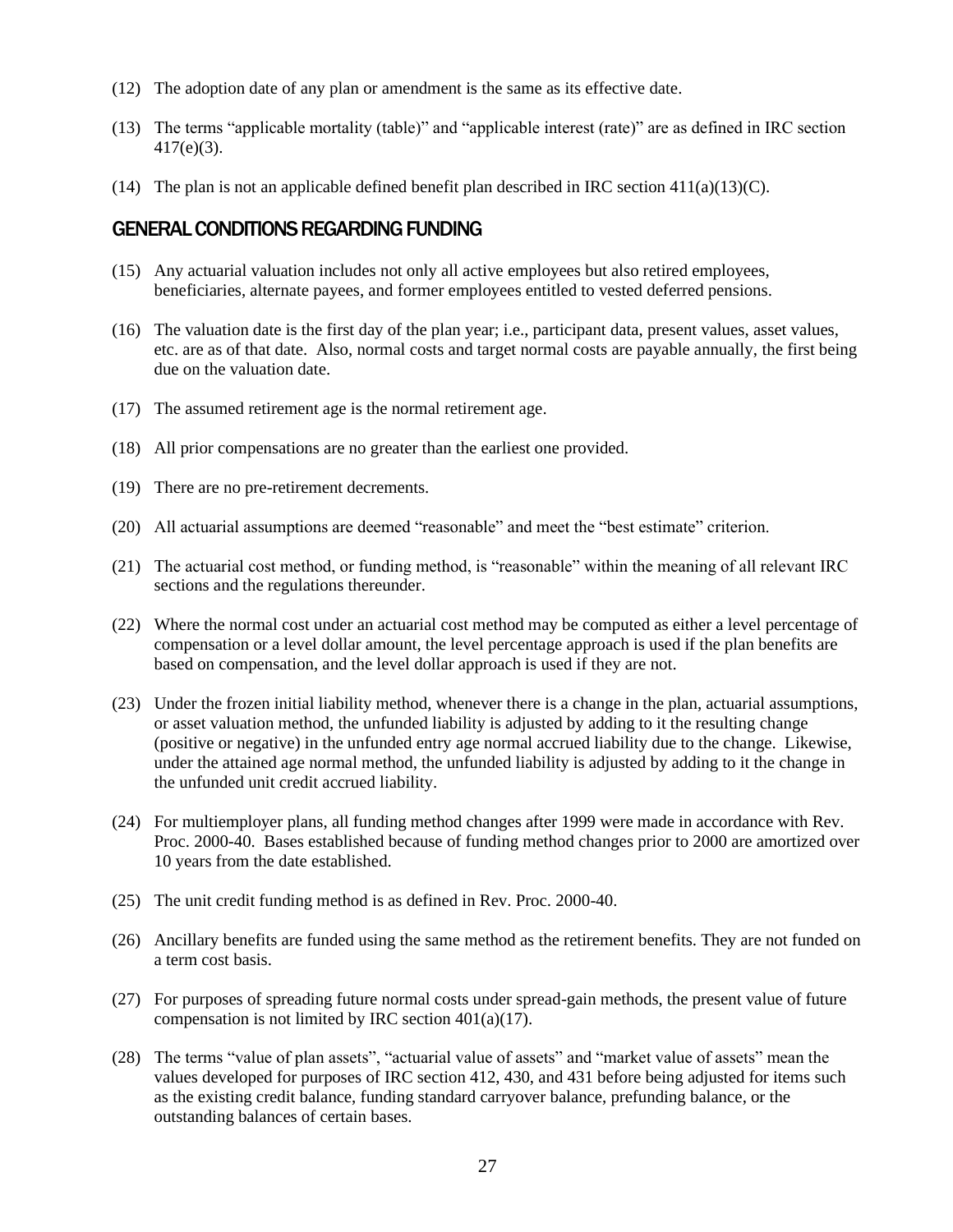(12) The adoption date of any plan or amendment is the same as its effective date.

(13) The terms "applicable mortality (table)" and "applicable interest (rate)" are as defined in IRC section 417(e)(3).

(14) The plan is not an applicable defined benefit plan described in IRC section 411(a)(13)(C).

## GENERAL CONDITIONS REGARDING FUNDING

(15) Any actuarial valuation includes not only all active employees but also retired employees, beneficiaries, alternate payees, and former employees entitled to vested deferred pensions.

(16) The valuation date is the first day of the plan year; i.e., participant data, present values, asset values, etc. are as of that date. Also, normal costs and target normal costs are payable annually, the first being due on the valuation date.

(17) The assumed retirement age is the normal retirement age.

(18) All prior compensations are no greater than the earliest one provided.

(19) There are no pre-retirement decrements.

(20) All actuarial assumptions are deemed "reasonable" and meet the "best estimate" criterion.

(21) The actuarial cost method, or funding method, is "reasonable" within the meaning of all relevant IRC sections and the regulations thereunder.

(22) Where the normal cost under an actuarial cost method may be computed as either a level percentage of compensation or a level dollar amount, the level percentage approach is used if the plan benefits are based on compensation, and the level dollar approach is used if they are not.

(23) Under the frozen initial liability method, whenever there is a change in the plan, actuarial assumptions, or asset valuation method, the unfunded liability is adjusted by adding to it the resulting change (positive or negative) in the unfunded entry age normal accrued liability due to the change. Likewise, under the attained age normal method, the unfunded liability is adjusted by adding to it the change in the unfunded unit credit accrued liability.

(24) For multiemployer plans, all funding method changes after 1999 were made in accordance with Rev. Proc. 2000-40. Bases established because of funding method changes prior to 2000 are amortized over 10 years from the date established.

(25) The unit credit funding method is as defined in Rev. Proc. 2000-40.

(26) Ancillary benefits are funded using the same method as the retirement benefits. They are not funded on a term cost basis.

(27) For purposes of spreading future normal costs under spread-gain methods, the present value of future compensation is not limited by IRC section 401(a)(17).

(28) The terms "value of plan assets", "actuarial value of assets" and "market value of assets" mean the values developed for purposes of IRC section 412, 430, and 431 before being adjusted for items such as the existing credit balance, funding standard carryover balance, prefunding balance, or the outstanding balances of certain bases.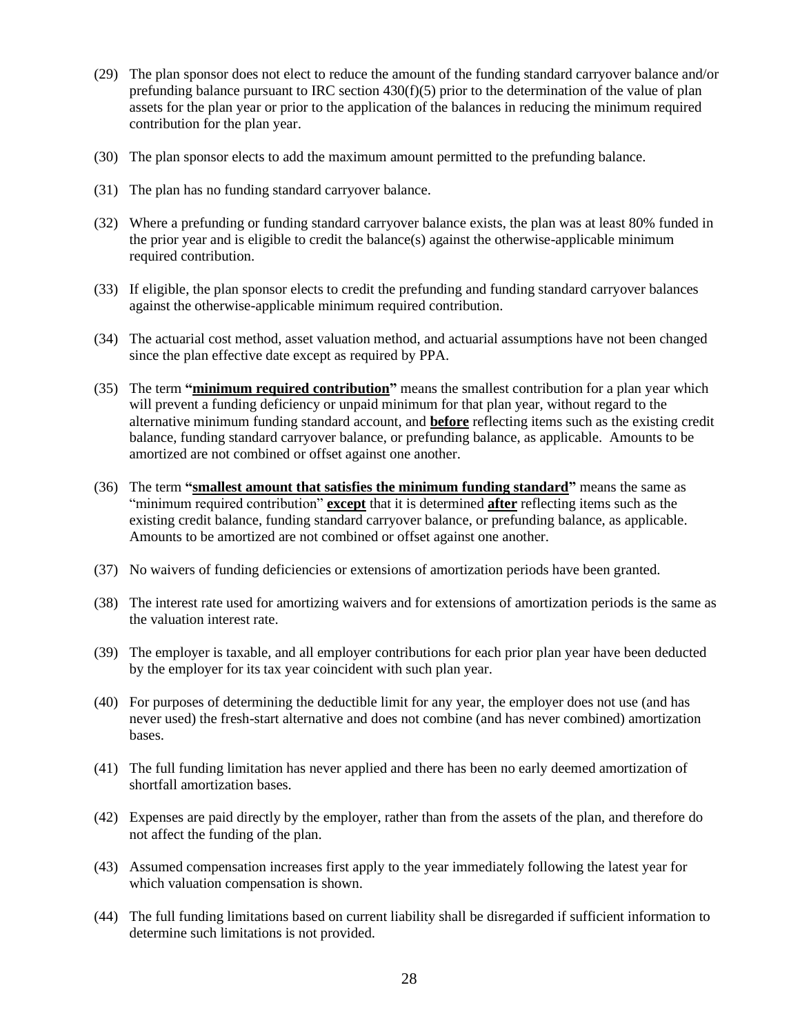(29) The plan sponsor does not elect to reduce the amount of the funding standard carryover balance and/or prefunding balance pursuant to IRC section 430(f)(5) prior to the determination of the value of plan assets for the plan year or prior to the application of the balances in reducing the minimum required contribution for the plan year.

(30) The plan sponsor elects to add the maximum amount permitted to the prefunding balance.

(31) The plan has no funding standard carryover balance.

(32) Where a prefunding or funding standard carryover balance exists, the plan was at least 80% funded in the prior year and is eligible to credit the balance(s) against the otherwise-applicable minimum required contribution.

(33) If eligible, the plan sponsor elects to credit the prefunding and funding standard carryover balances against the otherwise-applicable minimum required contribution.

(34) The actuarial cost method, asset valuation method, and actuarial assumptions have not been changed since the plan effective date except as required by PPA.

(35) The term **"minimum required contribution"** means the smallest contribution for a plan year which will prevent a funding deficiency or unpaid minimum for that plan year, without regard to the alternative minimum funding standard account, and **before** reflecting items such as the existing credit balance, funding standard carryover balance, or prefunding balance, as applicable. Amounts to be amortized are not combined or offset against one another.

(36) The term **"smallest amount that satisfies the minimum funding standard"** means the same as "minimum required contribution" **except** that it is determined **after** reflecting items such as the existing credit balance, funding standard carryover balance, or prefunding balance, as applicable. Amounts to be amortized are not combined or offset against one another.

(37) No waivers of funding deficiencies or extensions of amortization periods have been granted.

(38) The interest rate used for amortizing waivers and for extensions of amortization periods is the same as the valuation interest rate.

(39) The employer is taxable, and all employer contributions for each prior plan year have been deducted by the employer for its tax year coincident with such plan year.

(40) For purposes of determining the deductible limit for any year, the employer does not use (and has never used) the fresh-start alternative and does not combine (and has never combined) amortization bases.

(41) The full funding limitation has never applied and there has been no early deemed amortization of shortfall amortization bases.

(42) Expenses are paid directly by the employer, rather than from the assets of the plan, and therefore do not affect the funding of the plan.

(43) Assumed compensation increases first apply to the year immediately following the latest year for which valuation compensation is shown.

(44) The full funding limitations based on current liability shall be disregarded if sufficient information to determine such limitations is not provided.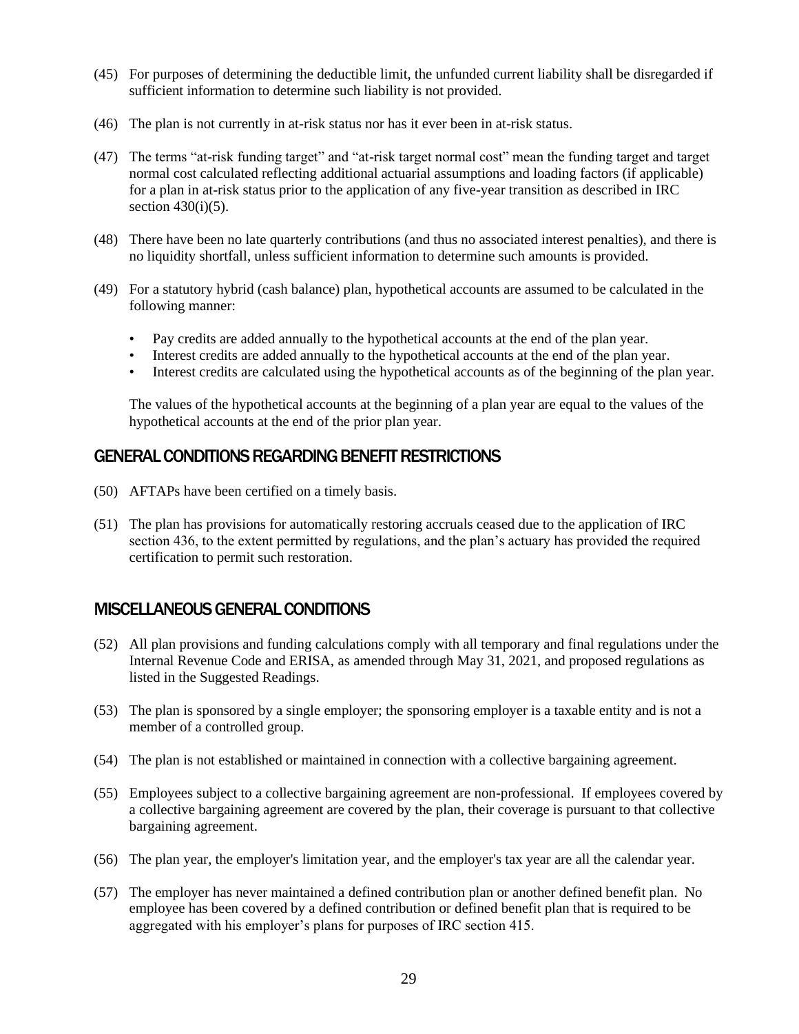(45) For purposes of determining the deductible limit, the unfunded current liability shall be disregarded if sufficient information to determine such liability is not provided.

(46) The plan is not currently in at-risk status nor has it ever been in at-risk status.

(47) The terms "at-risk funding target" and "at-risk target normal cost" mean the funding target and target normal cost calculated reflecting additional actuarial assumptions and loading factors (if applicable) for a plan in at-risk status prior to the application of any five-year transition as described in IRC section 430(i)(5).

(48) There have been no late quarterly contributions (and thus no associated interest penalties), and there is no liquidity shortfall, unless sufficient information to determine such amounts is provided.

(49) For a statutory hybrid (cash balance) plan, hypothetical accounts are assumed to be calculated in the following manner:

- Pay credits are added annually to the hypothetical accounts at the end of the plan year.
- Interest credits are added annually to the hypothetical accounts at the end of the plan year.
- Interest credits are calculated using the hypothetical accounts as of the beginning of the plan year.

The values of the hypothetical accounts at the beginning of a plan year are equal to the values of the hypothetical accounts at the end of the prior plan year.

## GENERAL CONDITIONS REGARDING BENEFIT RESTRICTIONS

(50) AFTAPs have been certified on a timely basis.

(51) The plan has provisions for automatically restoring accruals ceased due to the application of IRC section 436, to the extent permitted by regulations, and the plan's actuary has provided the required certification to permit such restoration.

## MISCELLANEOUS GENERAL CONDITIONS

(52) All plan provisions and funding calculations comply with all temporary and final regulations under the Internal Revenue Code and ERISA, as amended through May 31, 2021, and proposed regulations as listed in the Suggested Readings.

(53) The plan is sponsored by a single employer; the sponsoring employer is a taxable entity and is not a member of a controlled group.

(54) The plan is not established or maintained in connection with a collective bargaining agreement.

(55) Employees subject to a collective bargaining agreement are non-professional. If employees covered by a collective bargaining agreement are covered by the plan, their coverage is pursuant to that collective bargaining agreement.

(56) The plan year, the employer's limitation year, and the employer's tax year are all the calendar year.

(57) The employer has never maintained a defined contribution plan or another defined benefit plan. No employee has been covered by a defined contribution or defined benefit plan that is required to be aggregated with his employer's plans for purposes of IRC section 415.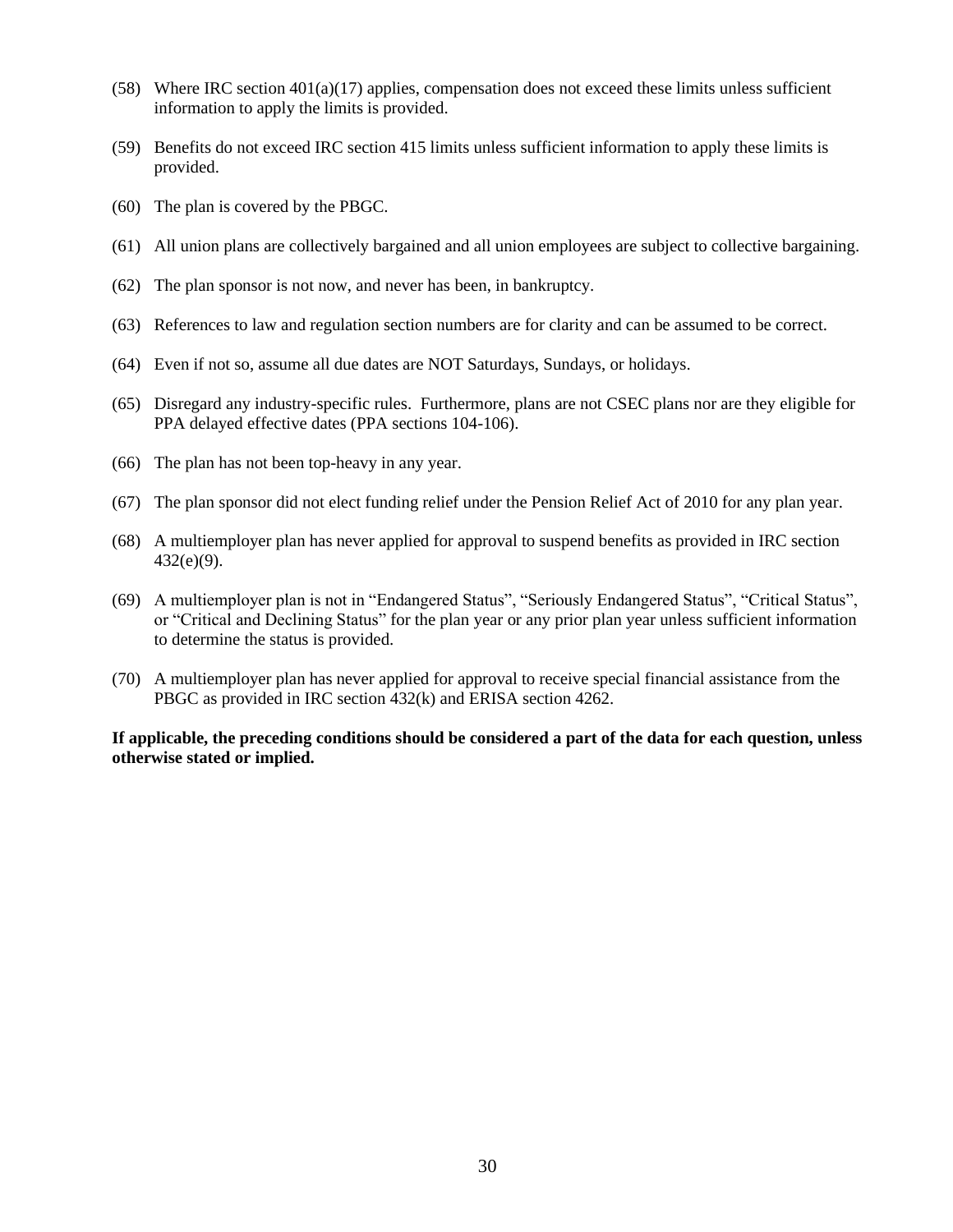(58) Where IRC section 401(a)(17) applies, compensation does not exceed these limits unless sufficient information to apply the limits is provided.

(59) Benefits do not exceed IRC section 415 limits unless sufficient information to apply these limits is provided.

(60) The plan is covered by the PBGC.

(61) All union plans are collectively bargained and all union employees are subject to collective bargaining.

(62) The plan sponsor is not now, and never has been, in bankruptcy.

(63) References to law and regulation section numbers are for clarity and can be assumed to be correct.

(64) Even if not so, assume all due dates are NOT Saturdays, Sundays, or holidays.

(65) Disregard any industry-specific rules. Furthermore, plans are not CSEC plans nor are they eligible for PPA delayed effective dates (PPA sections 104-106).

(66) The plan has not been top-heavy in any year.

(67) The plan sponsor did not elect funding relief under the Pension Relief Act of 2010 for any plan year.

(68) A multiemployer plan has never applied for approval to suspend benefits as provided in IRC section 432(e)(9).

(69) A multiemployer plan is not in "Endangered Status", "Seriously Endangered Status", "Critical Status", or "Critical and Declining Status" for the plan year or any prior plan year unless sufficient information to determine the status is provided.

(70) A multiemployer plan has never applied for approval to receive special financial assistance from the PBGC as provided in IRC section 432(k) and ERISA section 4262.

**If applicable, the preceding conditions should be considered a part of the data for each question, unless otherwise stated or implied.**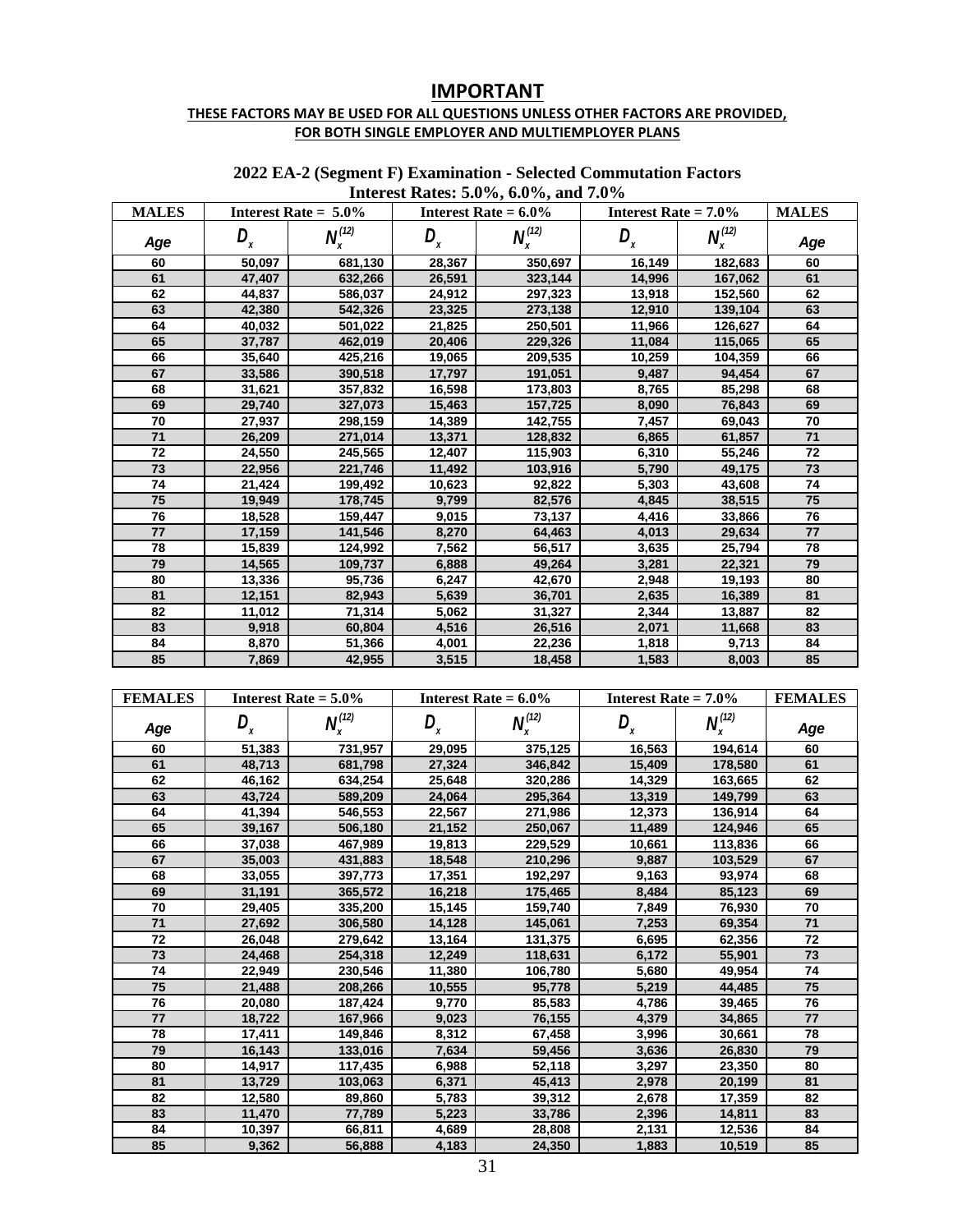# IMPORTANT

**THESE FACTORS MAY BE USED FOR ALL QUESTIONS UNLESS OTHER FACTORS ARE PROVIDED, FOR BOTH SINGLE EMPLOYER AND MULTIEMPLOYER PLANS**

## 2022 EA-2 (Segment F) Examination - Selected Commutation Factors

### Interest Rates: 5.0%, 6.0%, and 7.0%

| MALES | Interest Rate = 5.0% | | Interest Rate = 6.0% | | Interest Rate = 7.0% | | MALES |
|---|---|---|---|---|---|---|---|
| Age | $D_x$ | $N_x^{(12)}$ | $D_x$ | $N_x^{(12)}$ | $D_x$ | $N_x^{(12)}$ | Age |
| 60 | 50,097 | 681,130 | 28,367 | 350,697 | 16,149 | 182,683 | 60 |
| 61 | 47,407 | 632,266 | 26,591 | 323,144 | 14,996 | 167,062 | 61 |
| 62 | 44,837 | 586,037 | 24,912 | 297,323 | 13,918 | 152,560 | 62 |
| 63 | 42,380 | 542,326 | 23,325 | 273,138 | 12,910 | 139,104 | 63 |
| 64 | 40,032 | 501,022 | 21,825 | 250,501 | 11,966 | 126,627 | 64 |
| 65 | 37,787 | 462,019 | 20,406 | 229,326 | 11,084 | 115,065 | 65 |
| 66 | 35,640 | 425,216 | 19,065 | 209,535 | 10,259 | 104,359 | 66 |
| 67 | 33,586 | 390,518 | 17,797 | 191,051 | 9,487 | 94,454 | 67 |
| 68 | 31,621 | 357,832 | 16,598 | 173,803 | 8,765 | 85,298 | 68 |
| 69 | 29,740 | 327,073 | 15,463 | 157,725 | 8,090 | 76,843 | 69 |
| 70 | 27,937 | 298,159 | 14,389 | 142,755 | 7,457 | 69,043 | 70 |
| 71 | 26,209 | 271,014 | 13,371 | 128,832 | 6,865 | 61,857 | 71 |
| 72 | 24,550 | 245,565 | 12,407 | 115,903 | 6,310 | 55,246 | 72 |
| 73 | 22,956 | 221,746 | 11,492 | 103,916 | 5,790 | 49,175 | 73 |
| 74 | 21,424 | 199,492 | 10,623 | 92,822 | 5,303 | 43,608 | 74 |
| 75 | 19,949 | 178,745 | 9,799 | 82,576 | 4,845 | 38,515 | 75 |
| 76 | 18,528 | 159,447 | 9,015 | 73,137 | 4,416 | 33,866 | 76 |
| 77 | 17,159 | 141,546 | 8,270 | 64,463 | 4,013 | 29,634 | 77 |
| 78 | 15,839 | 124,992 | 7,562 | 56,517 | 3,635 | 25,794 | 78 |
| 79 | 14,565 | 109,737 | 6,888 | 49,264 | 3,281 | 22,321 | 79 |
| 80 | 13,336 | 95,736 | 6,247 | 42,670 | 2,948 | 19,193 | 80 |
| 81 | 12,151 | 82,943 | 5,639 | 36,701 | 2,635 | 16,389 | 81 |
| 82 | 11,012 | 71,314 | 5,062 | 31,327 | 2,344 | 13,887 | 82 |
| 83 | 9,918 | 60,804 | 4,516 | 26,516 | 2,071 | 11,668 | 83 |
| 84 | 8,870 | 51,366 | 4,001 | 22,236 | 1,818 | 9,713 | 84 |
| 85 | 7,869 | 42,955 | 3,515 | 18,458 | 1,583 | 8,003 | 85 |

| FEMALES | Interest Rate = 5.0% | | Interest Rate = 6.0% | | Interest Rate = 7.0% | | FEMALES |
|---|---|---|---|---|---|---|---|
| Age | $D_x$ | $N_x^{(12)}$ | $D_x$ | $N_x^{(12)}$ | $D_x$ | $N_x^{(12)}$ | Age |
| 60 | 51,383 | 731,957 | 29,095 | 375,125 | 16,563 | 194,614 | 60 |
| 61 | 48,713 | 681,798 | 27,324 | 346,842 | 15,409 | 178,580 | 61 |
| 62 | 46,162 | 634,254 | 25,648 | 320,286 | 14,329 | 163,665 | 62 |
| 63 | 43,724 | 589,209 | 24,064 | 295,364 | 13,319 | 149,799 | 63 |
| 64 | 41,394 | 546,553 | 22,567 | 271,986 | 12,373 | 136,914 | 64 |
| 65 | 39,167 | 506,180 | 21,152 | 250,067 | 11,489 | 124,946 | 65 |
| 66 | 37,038 | 467,989 | 19,813 | 229,529 | 10,661 | 113,836 | 66 |
| 67 | 35,003 | 431,883 | 18,548 | 210,296 | 9,887 | 103,529 | 67 |
| 68 | 33,055 | 397,773 | 17,351 | 192,297 | 9,163 | 93,974 | 68 |
| 69 | 31,191 | 365,572 | 16,218 | 175,465 | 8,484 | 85,123 | 69 |
| 70 | 29,405 | 335,200 | 15,145 | 159,740 | 7,849 | 76,930 | 70 |
| 71 | 27,692 | 306,580 | 14,128 | 145,061 | 7,253 | 69,354 | 71 |
| 72 | 26,048 | 279,642 | 13,164 | 131,375 | 6,695 | 62,356 | 72 |
| 73 | 24,468 | 254,318 | 12,249 | 118,631 | 6,172 | 55,901 | 73 |
| 74 | 22,949 | 230,546 | 11,380 | 106,780 | 5,680 | 49,954 | 74 |
| 75 | 21,488 | 208,266 | 10,555 | 95,778 | 5,219 | 44,485 | 75 |
| 76 | 20,080 | 187,424 | 9,770 | 85,583 | 4,786 | 39,465 | 76 |
| 77 | 18,722 | 167,966 | 9,023 | 76,155 | 4,379 | 34,865 | 77 |
| 78 | 17,411 | 149,846 | 8,312 | 67,458 | 3,996 | 30,661 | 78 |
| 79 | 16,143 | 133,016 | 7,634 | 59,456 | 3,636 | 26,830 | 79 |
| 80 | 14,917 | 117,435 | 6,988 | 52,118 | 3,297 | 23,350 | 80 |
| 81 | 13,729 | 103,063 | 6,371 | 45,413 | 2,978 | 20,199 | 81 |
| 82 | 12,580 | 89,860 | 5,783 | 39,312 | 2,678 | 17,359 | 82 |
| 83 | 11,470 | 77,789 | 5,223 | 33,786 | 2,396 | 14,811 | 83 |
| 84 | 10,397 | 66,811 | 4,689 | 28,808 | 2,131 | 12,536 | 84 |
| 85 | 9,362 | 56,888 | 4,183 | 24,350 | 1,883 | 10,519 | 85 |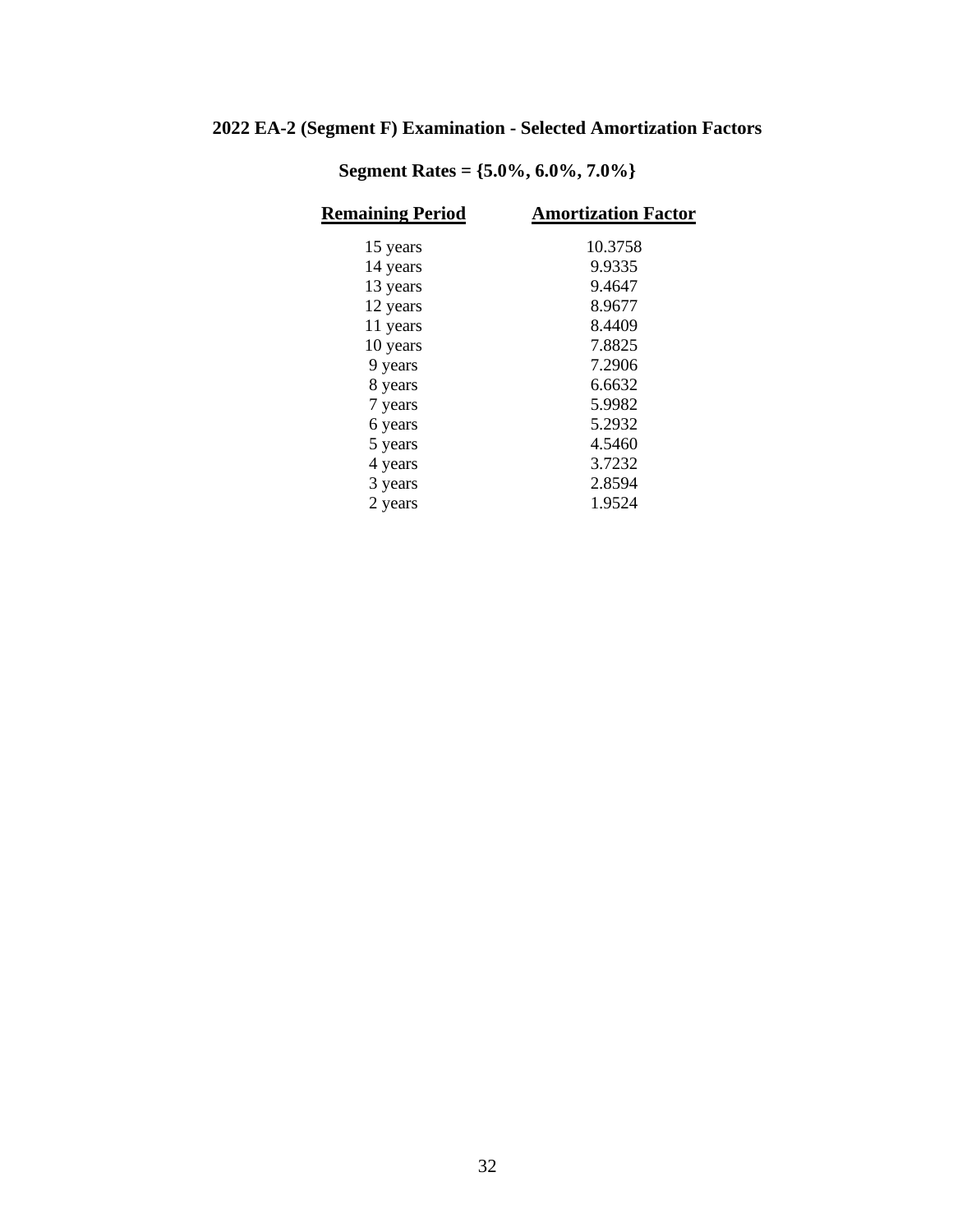## 2022 EA-2 (Segment F) Examination - Selected Amortization Factors

### Segment Rates = {5.0%, 6.0%, 7.0%}

| Remaining Period | Amortization Factor |
| --- | --- |
| 15 years | 10.3758 |
| 14 years | 9.9335 |
| 13 years | 9.4647 |
| 12 years | 8.9677 |
| 11 years | 8.4409 |
| 10 years | 7.8825 |
| 9 years | 7.2906 |
| 8 years | 6.6632 |
| 7 years | 5.9982 |
| 6 years | 5.2932 |
| 5 years | 4.5460 |
| 4 years | 3.7232 |
| 3 years | 2.8594 |
| 2 years | 1.9524 |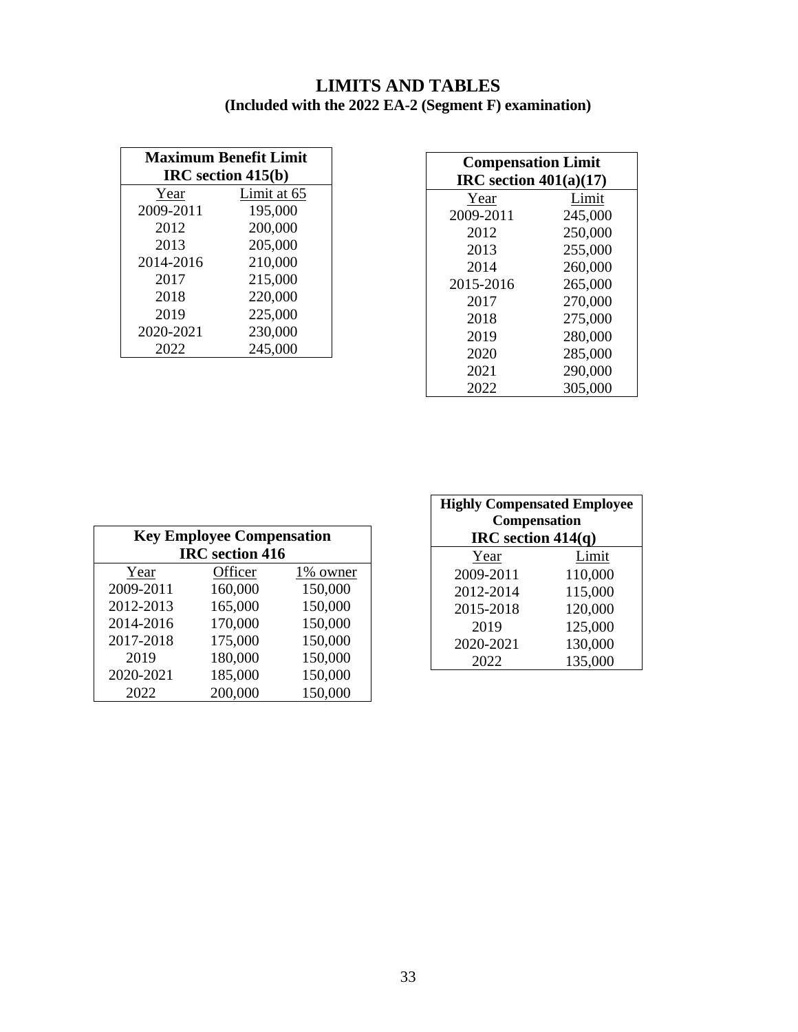# LIMITS AND TABLES

**(Included with the 2022 EA-2 (Segment F) examination)**

| **Maximum Benefit Limit IRC section 415(b)** | |
|---|---|
| Year | Limit at 65 |
| 2009-2011 | 195,000 |
| 2012 | 200,000 |
| 2013 | 205,000 |
| 2014-2016 | 210,000 |
| 2017 | 215,000 |
| 2018 | 220,000 |
| 2019 | 225,000 |
| 2020-2021 | 230,000 |
| 2022 | 245,000 |

| **Compensation Limit IRC section 401(a)(17)** | |
|---|---|
| Year | Limit |
| 2009-2011 | 245,000 |
| 2012 | 250,000 |
| 2013 | 255,000 |
| 2014 | 260,000 |
| 2015-2016 | 265,000 |
| 2017 | 270,000 |
| 2018 | 275,000 |
| 2019 | 280,000 |
| 2020 | 285,000 |
| 2021 | 290,000 |
| 2022 | 305,000 |

| **Key Employee Compensation IRC section 416** | | |
|---|---|---|
| Year | Officer | 1% owner |
| 2009-2011 | 160,000 | 150,000 |
| 2012-2013 | 165,000 | 150,000 |
| 2014-2016 | 170,000 | 150,000 |
| 2017-2018 | 175,000 | 150,000 |
| 2019 | 180,000 | 150,000 |
| 2020-2021 | 185,000 | 150,000 |
| 2022 | 200,000 | 150,000 |

| **Highly Compensated Employee Compensation IRC section 414(q)** | |
|---|---|
| Year | Limit |
| 2009-2011 | 110,000 |
| 2012-2014 | 115,000 |
| 2015-2018 | 120,000 |
| 2019 | 125,000 |
| 2020-2021 | 130,000 |
| 2022 | 135,000 |